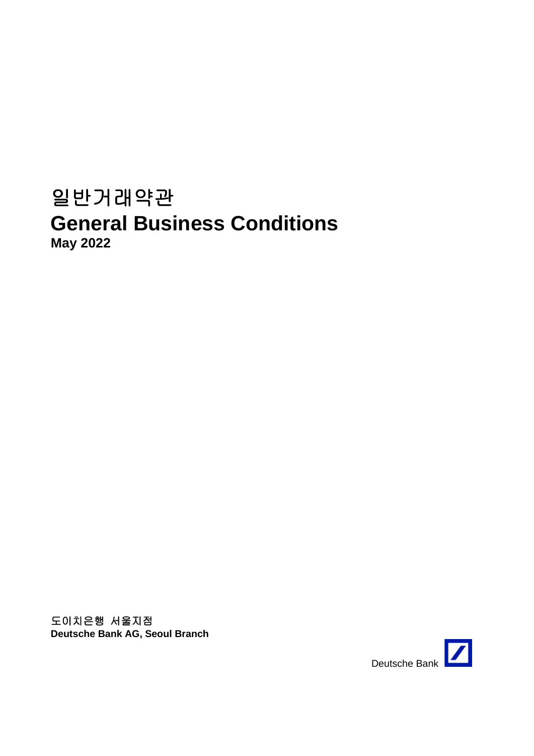# 일반거래약관

# General Business Conditions

**May 2022**

도이치은행 서울지점

**Deutsche Bank AG, Seoul Branch**

Deutsche Bank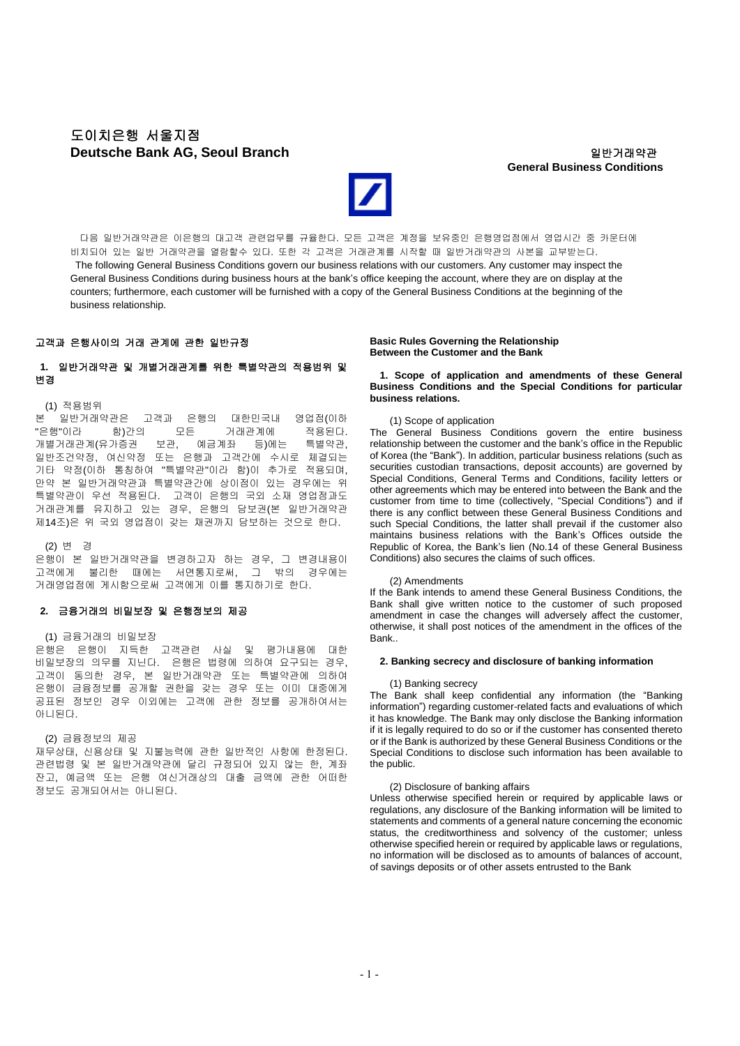# 도이치은행 서울지점
# **Deutsche Bank AG, Seoul Branch**

일반거래약관
**General Business Conditions**

다음 일반거래약관은 이은행의 대고객 관련업무를 규율한다. 모든 고객은 계정을 보유중인 은행영업점에서 영업시간 중 카운터에 비치되어 있는 일반 거래약관을 열람할수 있다. 또한 각 고객은 거래관계를 시작할 때 일반거래약관의 사본을 교부받는다.

The following General Business Conditions govern our business relations with our customers. Any customer may inspect the General Business Conditions during business hours at the bank's office keeping the account, where they are on display at the counters; furthermore, each customer will be furnished with a copy of the General Business Conditions at the beginning of the business relationship.

## 고객과 은행사이의 거래 관계에 관한 일반규정

### 1. 일반거래약관 및 개별거래관계를 위한 특별약관의 적용범위 및 변경

(1) 적용범위

본 일반거래약관은 고객과 은행의 대한민국내 영업점(이하 "은행"이라 함)간의 모든 거래관계에 적용된다. 개별거래관계(유가증권 보관, 예금계좌 등)에는 특별약관, 일반조건약정, 여신약정 또는 은행과 고객간에 수시로 체결되는 기타 약정(이하 통칭하여 "특별약관"이라 함)이 추가로 적용되며, 만약 본 일반거래약관과 특별약관간에 상이점이 있는 경우에는 위 특별약관이 우선 적용된다. 고객이 은행의 국외 소재 영업점과도 거래관계를 유지하고 있는 경우, 은행의 담보권(본 일반거래약관 제14조)은 위 국외 영업점이 갖는 채권까지 담보하는 것으로 한다.

(2) 변 경

은행이 본 일반거래약관을 변경하고자 하는 경우, 그 변경내용이 고객에게 불리한 때에는 서면통지로써, 그 밖의 경우에는 거래영업점에 게시함으로써 고객에게 이를 통지하기로 한다.

### 2. 금융거래의 비밀보장 및 은행정보의 제공

(1) 금융거래의 비밀보장

은행은 은행이 지득한 고객관련 사실 및 평가내용에 대한 비밀보장의 의무를 지닌다. 은행은 법령에 의하여 요구되는 경우, 고객이 동의한 경우, 본 일반거래약관 또는 특별약관에 의하여 은행이 금융정보를 공개할 권한을 갖는 경우 또는 이미 대중에게 공표된 정보인 경우 이외에는 고객에 관한 정보를 공개하여서는 아니된다.

(2) 금융정보의 제공

재무상태, 신용상태 및 지불능력에 관한 일반적인 사항에 한정된다. 관련법령 및 본 일반거래약관에 달리 규정되어 있지 않는 한, 계좌 잔고, 예금액 또는 은행 여신거래상의 대출 금액에 관한 어떠한 정보도 공개되어서는 아니된다.

## **Basic Rules Governing the Relationship Between the Customer and the Bank**

### **1. Scope of application and amendments of these General Business Conditions and the Special Conditions for particular business relations.**

(1) Scope of application

The General Business Conditions govern the entire business relationship between the customer and the bank's office in the Republic of Korea (the "Bank"). In addition, particular business relations (such as securities custodian transactions, deposit accounts) are governed by Special Conditions, General Terms and Conditions, facility letters or other agreements which may be entered into between the Bank and the customer from time to time (collectively, "Special Conditions") and if there is any conflict between these General Business Conditions and such Special Conditions, the latter shall prevail if the customer also maintains business relations with the Bank's Offices outside the Republic of Korea, the Bank's lien (No.14 of these General Business Conditions) also secures the claims of such offices.

(2) Amendments

If the Bank intends to amend these General Business Conditions, the Bank shall give written notice to the customer of such proposed amendment in case the changes will adversely affect the customer, otherwise, it shall post notices of the amendment in the offices of the Bank..

### **2. Banking secrecy and disclosure of banking information**

(1) Banking secrecy

The Bank shall keep confidential any information (the "Banking information") regarding customer-related facts and evaluations of which it has knowledge. The Bank may only disclose the Banking information if it is legally required to do so or if the customer has consented thereto or if the Bank is authorized by these General Business Conditions or the Special Conditions to disclose such information has been available to the public.

(2) Disclosure of banking affairs

Unless otherwise specified herein or required by applicable laws or regulations, any disclosure of the Banking information will be limited to statements and comments of a general nature concerning the economic status, the creditworthiness and solvency of the customer; unless otherwise specified herein or required by applicable laws or regulations, no information will be disclosed as to amounts of balances of account, of savings deposits or of other assets entrusted to the Bank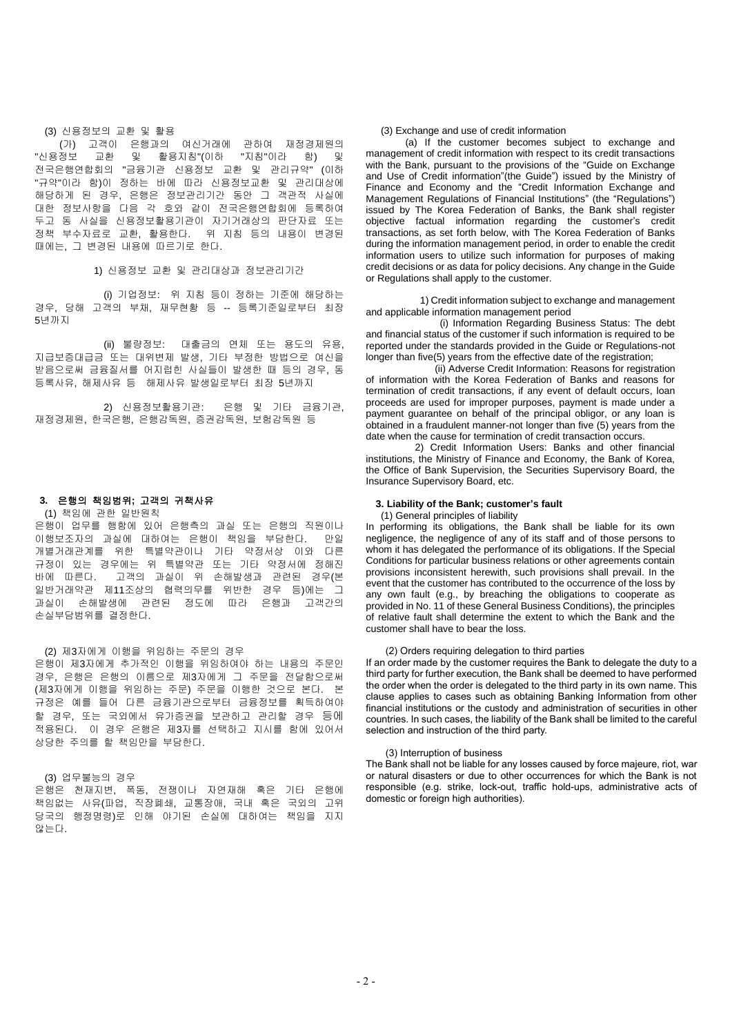(3) 신용정보의 교환 및 활용

(가) 고객이 은행과의 여신거래에 관하여 재정경제원의 "신용정보 교환 및 활용지침"(이하 "지침"이라 함) 및 전국은행연합회의 "금융기관 신용정보 교환 및 관리규약" (이하 "규약"이라 함)이 정하는 바에 따라 신용정보교환 및 관리대상에 해당하게 된 경우, 은행은 정보관리기간 동안 그 객관적 사실에 대한 정보사항을 다음 각 호와 같이 전국은행연합회에 등록하여 두고 동 사실을 신용정보활용기관이 자기거래상의 판단자료 또는 정책 부수자료로 교환, 활용한다. 위 지침 등의 내용이 변경된 때에는, 그 변경된 내용에 따르기로 한다.

1) 신용정보 교환 및 관리대상과 정보관리기간

(i) 기업정보: 위 지침 등이 정하는 기준에 해당하는 경우, 당해 고객의 부채, 재무현황 등 -- 등록기준일로부터 최장 5년까지

(ii) 불량정보: 대출금의 연체 또는 용도의 유용, 지급보증대급금 또는 대위변제 발생, 기타 부정한 방법으로 여신을 받음으로써 금융질서를 어지럽힌 사실들이 발생한 때 등의 경우, 동 등록사유, 해제사유 등 해제사유 발생일로부터 최장 5년까지

2) 신용정보활용기관: 은행 및 기타 금융기관, 재정경제원, 한국은행, 은행감독원, 증권감독원, 보험감독원 등

(3) Exchange and use of credit information

(a) If the customer becomes subject to exchange and management of credit information with respect to its credit transactions with the Bank, pursuant to the provisions of the "Guide on Exchange and Use of Credit information"(the Guide") issued by the Ministry of Finance and Economy and the "Credit Information Exchange and Management Regulations of Financial Institutions" (the "Regulations") issued by The Korea Federation of Banks, the Bank shall register objective factual information regarding the customer's credit transactions, as set forth below, with The Korea Federation of Banks during the information management period, in order to enable the credit information users to utilize such information for purposes of making credit decisions or as data for policy decisions. Any change in the Guide or Regulations shall apply to the customer.

1) Credit information subject to exchange and management and applicable information management period

(i) Information Regarding Business Status: The debt and financial status of the customer if such information is required to be reported under the standards provided in the Guide or Regulations-not longer than five(5) years from the effective date of the registration;

(ii) Adverse Credit Information: Reasons for registration of information with the Korea Federation of Banks and reasons for termination of credit transactions, if any event of default occurs, loan proceeds are used for improper purposes, payment is made under a payment guarantee on behalf of the principal obligor, or any loan is obtained in a fraudulent manner-not longer than five (5) years from the date when the cause for termination of credit transaction occurs.

2) Credit Information Users: Banks and other financial institutions, the Ministry of Finance and Economy, the Bank of Korea, the Office of Bank Supervision, the Securities Supervisory Board, the Insurance Supervisory Board, etc.

## 3. 은행의 책임범위; 고객의 귀책사유

(1) 책임에 관한 일반원칙

은행이 업무를 행함에 있어 은행측의 과실 또는 은행의 직원이나 이행보조자의 과실에 대하여는 은행이 책임을 부담한다. 만일 개별거래관계를 위한 특별약관이나 기타 약정서상 이와 다른 규정이 있는 경우에는 위 특별약관 또는 기타 약정서에 정해진 바에 따른다. 고객의 과실이 위 손해발생과 관련된 경우(본 일반거래약관 제11조상의 협력의무를 위반한 경우 등)에는 그 과실이 손해발생에 관련된 정도에 따라 은행과 고객간의 손실부담범위를 결정한다.

(2) 제3자에게 이행을 위임하는 주문의 경우

은행이 제3자에게 추가적인 이행을 위임하여야 하는 내용의 주문인 경우, 은행은 은행의 이름으로 제3자에게 그 주문을 전달함으로써 (제3자에게 이행을 위임하는 주문) 주문을 이행한 것으로 본다. 본 규정은 예를 들어 다른 금융기관으로부터 금융정보를 획득하여야 할 경우, 또는 국외에서 유가증권을 보관하고 관리할 경우 등에 적용된다. 이 경우 은행은 제3자를 선택하고 지시를 함에 있어서 상당한 주의를 할 책임만을 부담한다.

(3) 업무불능의 경우

은행은 천재지변, 폭동, 전쟁이나 자연재해 혹은 기타 은행에 책임없는 사유(파업, 직장폐쇄, 교통장애, 국내 혹은 국외의 고위 당국의 행정명령)로 인해 야기된 손실에 대하여는 책임을 지지 않는다.

## 3. Liability of the Bank; customer's fault

(1) General principles of liability

In performing its obligations, the Bank shall be liable for its own negligence, the negligence of any of its staff and of those persons to whom it has delegated the performance of its obligations. If the Special Conditions for particular business relations or other agreements contain provisions inconsistent herewith, such provisions shall prevail. In the event that the customer has contributed to the occurrence of the loss by any own fault (e.g., by breaching the obligations to cooperate as provided in No. 11 of these General Business Conditions), the principles of relative fault shall determine the extent to which the Bank and the customer shall have to bear the loss.

(2) Orders requiring delegation to third parties

If an order made by the customer requires the Bank to delegate the duty to a third party for further execution, the Bank shall be deemed to have performed the order when the order is delegated to the third party in its own name. This clause applies to cases such as obtaining Banking Information from other financial institutions or the custody and administration of securities in other countries. In such cases, the liability of the Bank shall be limited to the careful selection and instruction of the third party.

(3) Interruption of business

The Bank shall not be liable for any losses caused by force majeure, riot, war or natural disasters or due to other occurrences for which the Bank is not responsible (e.g. strike, lock-out, traffic hold-ups, administrative acts of domestic or foreign high authorities).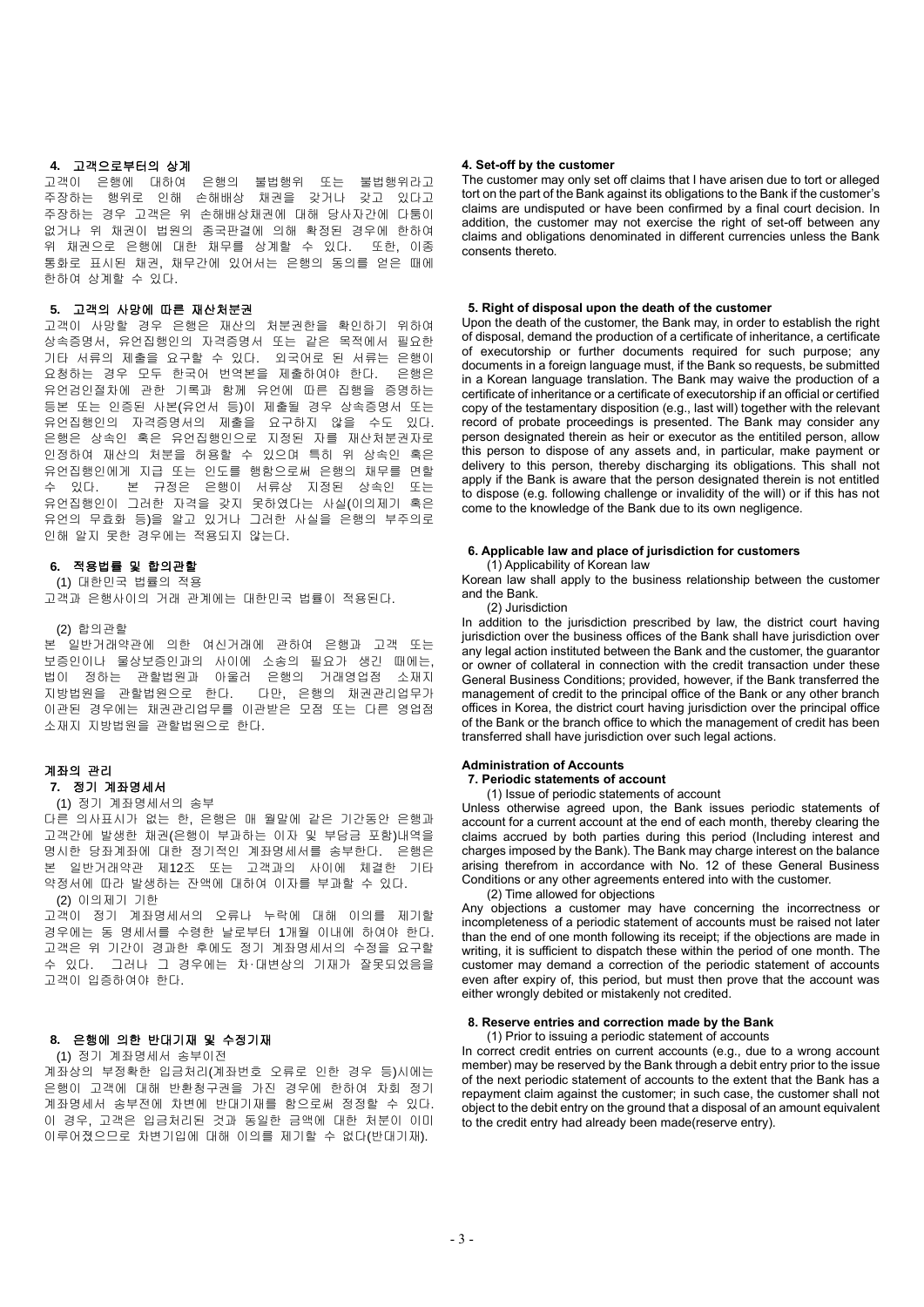**4. 고객으로부터의 상계**

고객이 은행에 대하여 은행의 불법행위 또는 불법행위라고 주장하는 행위로 인해 손해배상 채권을 갖거나 갖고 있다고 주장하는 경우 고객은 위 손해배상채권에 대해 당사자간에 다툼이 없거나 위 채권이 법원의 종국판결에 의해 확정된 경우에 한하여 위 채권으로 은행에 대한 채무를 상계할 수 있다. 또한, 이종 통화로 표시된 채권, 채무간에 있어서는 은행의 동의를 얻은 때에 한하여 상계할 수 있다.

**5. 고객의 사망에 따른 재산처분권**

고객이 사망할 경우 은행은 재산의 처분권한을 확인하기 위하여 상속증명서, 유언집행인의 자격증명서 또는 같은 목적에서 필요한 기타 서류의 제출을 요구할 수 있다. 외국어로 된 서류는 은행이 요청하는 경우 모두 한국어 번역본을 제출하여야 한다. 은행은 유언검인절차에 관한 기록과 함께 유언에 따른 집행을 증명하는 등본 또는 인증된 사본(유언서 등)이 제출될 경우 상속증명서 또는 유언집행인의 자격증명서의 제출을 요구하지 않을 수도 있다. 은행은 상속인 혹은 유언집행인으로 지정된 자를 재산처분권자로 인정하여 재산의 처분을 허용할 수 있으며 특히 위 상속인 혹은 유언집행인에게 지급 또는 인도를 행함으로써 은행의 채무를 면할 수 있다. 본 규정은 은행이 서류상 지정된 상속인 또는 유언집행인이 그러한 자격을 갖지 못하였다는 사실(이의제기 혹은 유언의 무효화 등)을 알고 있거나 그러한 사실을 은행의 부주의로 인해 알지 못한 경우에는 적용되지 않는다.

**6. 적용법률 및 합의관할**

(1) 대한민국 법률의 적용

고객과 은행사이의 거래 관계에는 대한민국 법률이 적용된다.

(2) 합의관할

본 일반거래약관에 의한 여신거래에 관하여 은행과 고객 또는 보증인이나 물상보증인과의 사이에 소송의 필요가 생긴 때에는, 법이 정하는 관할법원과 아울러 은행의 거래영업점 소재지 지방법원을 관할법원으로 한다. 다만, 은행의 채권관리업무가 이관된 경우에는 채권관리업무를 이관받은 모점 또는 다른 영업점 소재지 지방법원을 관할법원으로 한다.

**계좌의 관리**

**7. 정기 계좌명세서**

(1) 정기 계좌명세서의 송부

다른 의사표시가 없는 한, 은행은 매 월말에 같은 기간동안 은행과 고객간에 발생한 채권(은행이 부과하는 이자 및 부담금 포함)내역을 명시한 당좌계좌에 대한 정기적인 계좌명세서를 송부한다. 은행은 본 일반거래약관 제12조 또는 고객과의 사이에 체결한 기타 약정서에 따라 발생하는 잔액에 대하여 이자를 부과할 수 있다.

(2) 이의제기 기한

고객이 정기 계좌명세서의 오류나 누락에 대해 이의를 제기할 경우에는 동 명세서를 수령한 날로부터 1개월 이내에 하여야 한다. 고객은 위 기간이 경과한 후에도 정기 계좌명세서의 수정을 요구할 수 있다. 그러나 그 경우에는 차·대변상의 기재가 잘못되었음을 고객이 입증하여야 한다.

**8. 은행에 의한 반대기재 및 수정기재**

(1) 정기 계좌명세서 송부이전

계좌상의 부정확한 입금처리(계좌번호 오류로 인한 경우 등)시에는 은행이 고객에 대해 반환청구권을 가진 경우에 한하여 차회 정기 계좌명세서 송부전에 차변에 반대기재를 함으로써 정정할 수 있다. 이 경우, 고객은 입금처리된 것과 동일한 금액에 대한 처분이 이미 이루어졌으므로 차변기입에 대해 이의를 제기할 수 없다(반대기재).

**4. Set-off by the customer**

The customer may only set off claims that I have arisen due to tort or alleged tort on the part of the Bank against its obligations to the Bank if the customer's claims are undisputed or have been confirmed by a final court decision. In addition, the customer may not exercise the right of set-off between any claims and obligations denominated in different currencies unless the Bank consents thereto.

**5. Right of disposal upon the death of the customer**

Upon the death of the customer, the Bank may, in order to establish the right of disposal, demand the production of a certificate of inheritance, a certificate of executorship or further documents required for such purpose; any documents in a foreign language must, if the Bank so requests, be submitted in a Korean language translation. The Bank may waive the production of a certificate of inheritance or a certificate of executorship if an official or certified copy of the testamentary disposition (e.g., last will) together with the relevant record of probate proceedings is presented. The Bank may consider any person designated therein as heir or executor as the entitiled person, allow this person to dispose of any assets and, in particular, make payment or delivery to this person, thereby discharging its obligations. This shall not apply if the Bank is aware that the person designated therein is not entitled to dispose (e.g. following challenge or invalidity of the will) or if this has not come to the knowledge of the Bank due to its own negligence.

**6. Applicable law and place of jurisdiction for customers**

(1) Applicability of Korean law

Korean law shall apply to the business relationship between the customer and the Bank.

(2) Jurisdiction

In addition to the jurisdiction prescribed by law, the district court having jurisdiction over the business offices of the Bank shall have jurisdiction over any legal action instituted between the Bank and the customer, the guarantor or owner of collateral in connection with the credit transaction under these General Business Conditions; provided, however, if the Bank transferred the management of credit to the principal office of the Bank or any other branch offices in Korea, the district court having jurisdiction over the principal office of the Bank or the branch office to which the management of credit has been transferred shall have jurisdiction over such legal actions.

**Administration of Accounts**

**7. Periodic statements of account**

(1) Issue of periodic statements of account

Unless otherwise agreed upon, the Bank issues periodic statements of account for a current account at the end of each month, thereby clearing the claims accrued by both parties during this period (Including interest and charges imposed by the Bank). The Bank may charge interest on the balance arising therefrom in accordance with No. 12 of these General Business Conditions or any other agreements entered into with the customer.

(2) Time allowed for objections

Any objections a customer may have concerning the incorrectness or incompleteness of a periodic statement of accounts must be raised not later than the end of one month following its receipt; if the objections are made in writing, it is sufficient to dispatch these within the period of one month. The customer may demand a correction of the periodic statement of accounts even after expiry of, this period, but must then prove that the account was either wrongly debited or mistakenly not credited.

**8. Reserve entries and correction made by the Bank**

(1) Prior to issuing a periodic statement of accounts

In correct credit entries on current accounts (e.g., due to a wrong account member) may be reserved by the Bank through a debit entry prior to the issue of the next periodic statement of accounts to the extent that the Bank has a repayment claim against the customer; in such case, the customer shall not object to the debit entry on the ground that a disposal of an amount equivalent to the credit entry had already been made(reserve entry).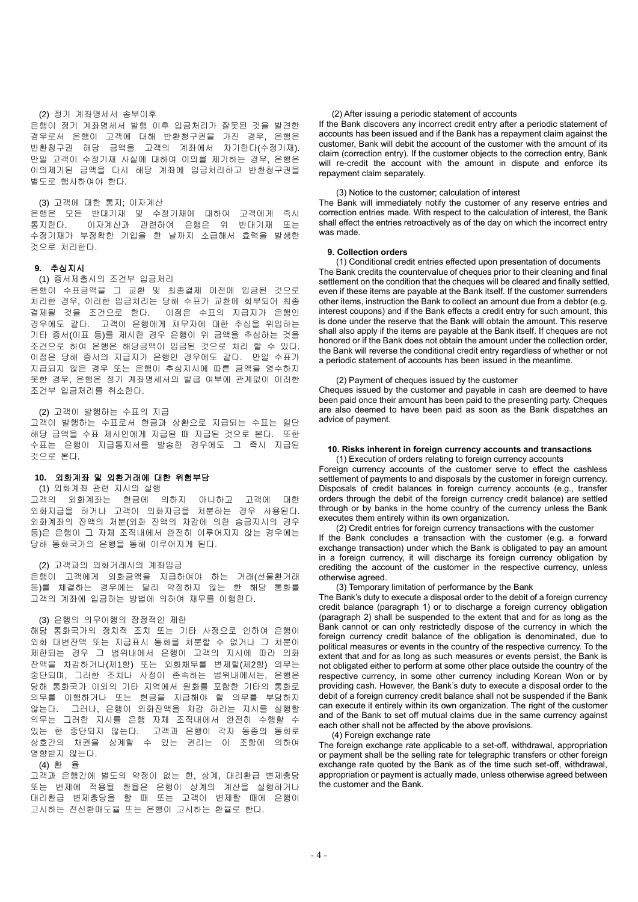(2) 정기 계좌명세서 송부이후

은행이 정기 계좌명세서 발행 이후 입금처리가 잘못된 것을 발견한 경우로서 은행이 고객에 대해 반환청구권을 가진 경우, 은행은 반환청구권 해당 금액을 고객의 계좌에서 차기한다(수정기재). 만일 고객이 수정기재 사실에 대하여 이의를 제기하는 경우, 은행은 이의제기된 금액을 다시 해당 계좌에 입금처리하고 반환청구권을 별도로 행사하여야 한다.

(3) 고객에 대한 통지; 이자계산

은행은 모든 반대기재 및 수정기재에 대하여 고객에게 즉시 통지한다. 이자계산과 관련하여 은행은 위 반대기재 또는 수정기재가 부정확한 기입을 한 날까지 소급해서 효력을 발생한 것으로 처리한다.

**9. 추심지시**

(1) 증서제출시의 조건부 입금처리

은행이 수표금액을 그 교환 및 최종결제 이전에 입금된 것으로 처리한 경우, 이러한 입금처리는 당해 수표가 교환에 회부되어 최종 결제될 것을 조건으로 한다. 이점은 수표의 지급지가 은행인 경우에도 같다. 고객이 은행에게 채무자에 대한 추심을 위임하는 기타 증서(이표 등)를 제시한 경우 은행이 위 금액을 추심하는 것을 조건으로 하여 은행은 해당금액이 입금된 것으로 처리 할 수 있다. 이점은 당해 증서의 지급지가 은행인 경우에도 같다. 만일 수표가 지급되지 않은 경우 또는 은행이 추심지시에 따른 금액을 영수하지 못한 경우, 은행은 정기 계좌명세서의 발급 여부에 관계없이 이러한 조건부 입금처리를 취소한다.

(2) 고객이 발행하는 수표의 지급

고객이 발행하는 수표로서 현금과 상환으로 지급되는 수표는 일단 해당 금액을 수표 제시인에게 지급된 때 지급된 것으로 본다. 또한 수표는 은행이 지급통지서를 발송한 경우에도 그 즉시 지급된 것으로 본다.

**10. 외화계좌 및 외환거래에 대한 위험부담**

(1) 외화계좌 관련 지시의 실행

고객의 외화계좌는 현금에 의하지 아니하고 고객에 대한 외화지급을 하거나 고객이 외화자금을 처분하는 경우 사용된다. 외화계좌의 잔액의 처분(외화 잔액의 차감에 의한 송금지시의 경우 등)은 은행이 그 자체 조직내에서 완전히 이루어지지 않는 경우에는 당해 통화국가의 은행을 통해 이루어지게 된다.

(2) 고객과의 외화거래시의 계좌입금

은행이 고객에게 외화금액을 지급하여야 하는 거래(선물환거래 등)를 체결하는 경우에는 달리 약정하지 않는 한 해당 통화를 고객의 계좌에 입금하는 방법에 의하여 채무를 이행한다.

(3) 은행의 의무이행의 잠정적인 제한

해당 통화국가의 정치적 조치 또는 기타 사정으로 인하여 은행이 외화 대변잔액 또는 지급표시 통화를 처분할 수 없거나 그 처분이 제한되는 경우 그 범위내에서 은행이 고객의 지시에 따라 외화 잔액을 차감하거나(제1항) 또는 외화채무를 변제할(제2항) 의무는 중단되며, 그러한 조치나 사정이 존속하는 범위내에서는, 은행은 당해 통화국가 이외의 기타 지역에서 원화를 포함한 기타의 통화로 의무를 이행하거나 또는 현금을 지급해야 할 의무를 부담하지 않는다. 그러나, 은행이 외화잔액을 차감 하라는 지시를 실행할 의무는 그러한 지시를 은행 자체 조직내에서 완전히 수행할 수 있는 한 중단되지 않는다. 고객과 은행이 각자 동종의 통화로 상호간의 채권을 상계할 수 있는 권리는 이 조항에 의하여 영향받지 않는다.

(4) 환 율

고객과 은행간에 별도의 약정이 없는 한, 상계, 대리환급 변제충당 또는 변제에 적용될 환율은 은행이 상계의 계산을 실행하거나 대리환급 변제충당을 할 때 또는 고객이 변제할 때에 은행이 고시하는 전신환매도율 또는 은행이 고시하는 환율로 한다.

(2) After issuing a periodic statement of accounts

If the Bank discovers any incorrect credit entry after a periodic statement of accounts has been issued and if the Bank has a repayment claim against the customer, Bank will debit the account of the customer with the amount of its claim (correction entry). If the customer objects to the correction entry, Bank will re-credit the account with the amount in dispute and enforce its repayment claim separately.

(3) Notice to the customer; calculation of interest

The Bank will immediately notify the customer of any reserve entries and correction entries made. With respect to the calculation of interest, the Bank shall effect the entries retroactively as of the day on which the incorrect entry was made.

**9. Collection orders**

(1) Conditional credit entries effected upon presentation of documents

The Bank credits the countervalue of cheques prior to their cleaning and final settlement on the condition that the cheques will be cleared and finally settled, even if these items are payable at the Bank itself. If the customer surrenders other items, instruction the Bank to collect an amount due from a debtor (e.g. interest coupons) and if the Bank effects a credit entry for such amount, this is done under the reserve that the Bank will obtain the amount. This reserve shall also apply if the items are payable at the Bank itself. If cheques are not honored or if the Bank does not obtain the amount under the collection order, the Bank will reverse the conditional credit entry regardless of whether or not a periodic statement of accounts has been issued in the meantime.

(2) Payment of cheques issued by the customer

Cheques issued by the customer and payable in cash are deemed to have been paid once their amount has been paid to the presenting party. Cheques are also deemed to have been paid as soon as the Bank dispatches an advice of payment.

**10. Risks inherent in foreign currency accounts and transactions**

(1) Execution of orders relating to foreign currency accounts

Foreign currency accounts of the customer serve to effect the cashless settlement of payments to and disposals by the customer in foreign currency. Disposals of credit balances in foreign currency accounts (e.g., transfer orders through the debit of the foreign currency credit balance) are settled through or by banks in the home country of the currency unless the Bank executes them entirely within its own organization.

(2) Credit entries for foreign currency transactions with the customer

If the Bank concludes a transaction with the customer (e.g. a forward exchange transaction) under which the Bank is obligated to pay an amount in a foreign currency, it will discharge its foreign currency obligation by crediting the account of the customer in the respective currency, unless otherwise agreed.

(3) Temporary limitation of performance by the Bank

The Bank's duty to execute a disposal order to the debit of a foreign currency credit balance (paragraph 1) or to discharge a foreign currency obligation (paragraph 2) shall be suspended to the extent that and for as long as the Bank cannot or can only restrictedly dispose of the currency in which the foreign currency credit balance of the obligation is denominated, due to political measures or events in the country of the respective currency. To the extent that and for as long as such measures or events persist, the Bank is not obligated either to perform at some other place outside the country of the respective currency, in some other currency including Korean Won or by providing cash. However, the Bank's duty to execute a disposal order to the debit of a foreign currency credit balance shall not be suspended if the Bank can execute it entirely within its own organization. The right of the customer and of the Bank to set off mutual claims due in the same currency against each other shall not be affected by the above provisions.

(4) Foreign exchange rate

The foreign exchange rate applicable to a set-off, withdrawal, appropriation or payment shall be the selling rate for telegraphic transfers or other foreign exchange rate quoted by the Bank as of the time such set-off, withdrawal, appropriation or payment is actually made, unless otherwise agreed between the customer and the Bank.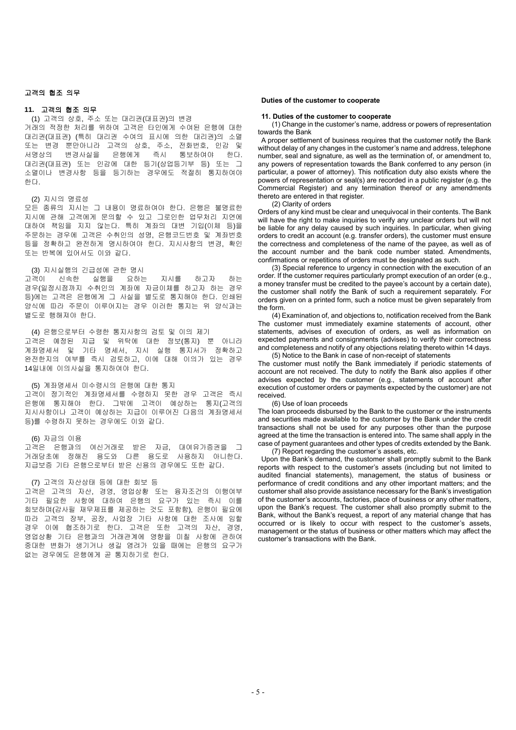## 고객의 협조 의무

### 11. 고객의 협조 의무

(1) 고객의 상호, 주소 또는 대리권(대표권)의 변경

거래의 적정한 처리를 위하여 고객은 타인에게 수여된 은행에 대한 대리권(대표권) (특히 대리권 수여의 표시에 의한 대리권)의 소멸 또는 변경 뿐만아니라 고객의 상호, 주소, 전화번호, 인감 및 서명상의 변경사실을 은행에게 즉시 통보하여야 한다. 대리권(대표권) 또는 인감에 대한 등기(상업등기부 등) 또는 그 소멸이나 변경사항 등을 등기하는 경우에도 적절히 통지하여야 한다.

(2) 지시의 명료성

모든 종류의 지시는 그 내용이 명료하여야 한다. 은행은 불명료한 지시에 관해 고객에게 문의할 수 있고 그로인한 업무처리 지연에 대하여 책임을 지지 않는다. 특히 계좌의 대변 기입(이체 등)을 주문하는 경우에 고객은 수취인의 성명, 은행코드번호 및 계좌번호 등을 정확하고 완전하게 명시하여야 한다. 지시사항의 변경, 확인 또는 반복에 있어서도 이와 같다.

(3) 지시실행의 긴급성에 관한 명시

고객이 신속한 실행을 요하는 지시를 하고자 하는 경우(일정시점까지 수취인의 계좌에 자금이체를 하고자 하는 경우 등)에는 고객은 은행에게 그 사실을 별도로 통지해야 한다. 인쇄된 양식에 따라 주문이 이루어지는 경우 이러한 통지는 위 양식과는 별도로 행해져야 한다.

(4) 은행으로부터 수령한 통지사항의 검토 및 이의 제기

고객은 예정된 지급 및 위탁에 대한 정보(통지) 뿐 아니라 계좌명세서 및 기타 명세서, 지시 실행 통지서가 정확하고 완전한지의 여부를 즉시 검토하고, 이에 대해 이의가 있는 경우 14일내에 이의사실을 통지하여야 한다.

(5) 계좌명세서 미수령시의 은행에 대한 통지

고객이 정기적인 계좌명세서를 수령하지 못한 경우 고객은 즉시 은행에 통지해야 한다. 그밖에 고객이 예상하는 통지(고객의 지시사항이나 고객이 예상하는 지급이 이루어진 다음의 계좌명세서 등)를 수령하지 못하는 경우에도 이와 같다.

(6) 자금의 이용

고객은 은행과의 여신거래로 받은 자금, 대여유가증권을 그 거래당초에 정해진 용도와 다른 용도로 사용하지 아니한다. 지급보증 기타 은행으로부터 받은 신용의 경우에도 또한 같다.

(7) 고객의 자산상태 등에 대한 회보 등

고객은 고객의 자산, 경영, 영업상황 또는 융자조건의 이행여부 기타 필요한 사항에 대하여 은행의 요구가 있는 즉시 이를 회보하며(감사필 재무제표를 제공하는 것도 포함함), 은행이 필요에 따라 고객의 장부, 공장, 사업장 기타 사항에 대한 조사에 임할 경우 이에 협조하기로 한다. 고객은 또한 고객의 자산, 경영, 영업상황 기타 은행과의 거래관계에 영향을 미칠 사항에 관하여 중대한 변화가 생기거나 생길 염려가 있을 때에는 은행의 요구가 없는 경우에도 은행에게 곧 통지하기로 한다.

## Duties of the customer to cooperate

### 11. Duties of the customer to cooperate

(1) Change in the customer's name, address or powers of representation towards the Bank

A proper settlement of business requires that the customer notify the Bank without delay of any changes in the customer's name and address, telephone number, seal and signature, as well as the termination of, or amendment to, any powers of representation towards the Bank conferred to any person (in particular, a power of attorney). This notification duty also exists where the powers of representation or seal(s) are recorded in a public register (e.g. the Commercial Register) and any termination thereof or any amendments thereto are entered in that register.

(2) Clarity of orders

Orders of any kind must be clear and unequivocal in their contents. The Bank will have the right to make inquiries to verify any unclear orders but will not be liable for any delay caused by such inquiries. In particular, when giving orders to credit an account (e.g. transfer orders), the customer must ensure the correctness and completeness of the name of the payee, as well as of the account number and the bank code number stated. Amendments, confirmations or repetitions of orders must be designated as such.

(3) Special reference to urgency in connection with the execution of an order. If the customer requires particularly prompt execution of an order (e.g., a money transfer must be credited to the payee's account by a certain date), the customer shall notify the Bank of such a requirement separately. For orders given on a printed form, such a notice must be given separately from the form.

(4) Examination of, and objections to, notification received from the Bank

The customer must immediately examine statements of account, other statements, advises of execution of orders, as well as information on expected payments and consignments (advises) to verify their correctness and completeness and notify of any objections relating thereto within 14 days.

(5) Notice to the Bank in case of non-receipt of statements

The customer must notify the Bank immediately if periodic statements of account are not received. The duty to notify the Bank also applies if other advises expected by the customer (e.g., statements of account after execution of customer orders or payments expected by the customer) are not received.

(6) Use of loan proceeds

The loan proceeds disbursed by the Bank to the customer or the instruments and securities made available to the customer by the Bank under the credit transactions shall not be used for any purposes other than the purpose agreed at the time the transaction is entered into. The same shall apply in the case of payment guarantees and other types of credits extended by the Bank.

(7) Report regarding the customer's assets, etc.

Upon the Bank's demand, the customer shall promptly submit to the Bank reports with respect to the customer's assets (including but not limited to audited financial statements), management, the status of business or performance of credit conditions and any other important matters; and the customer shall also provide assistance necessary for the Bank's investigation of the customer's accounts, factories, place of business or any other matters, upon the Bank's request. The customer shall also promptly submit to the Bank, without the Bank's request, a report of any material change that has occurred or is likely to occur with respect to the customer's assets, management or the status of business or other matters which may affect the customer's transactions with the Bank.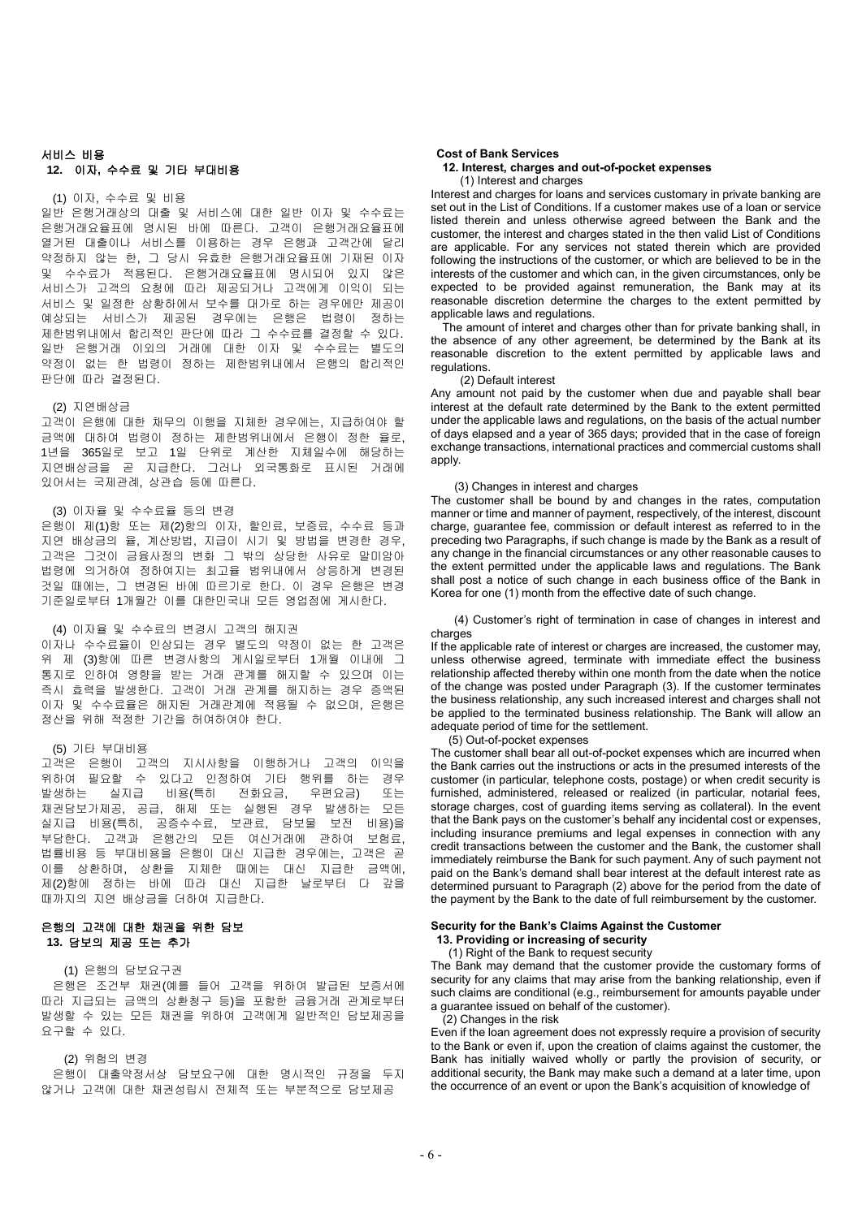## 서비스 비용

### 12. 이자, 수수료 및 기타 부대비용

(1) 이자, 수수료 및 비용

일반 은행거래상의 대출 및 서비스에 대한 일반 이자 및 수수료는 은행거래요율표에 명시된 바에 따른다. 고객이 은행거래요율표에 열거된 대출이나 서비스를 이용하는 경우 은행과 고객간에 달리 약정하지 않는 한, 그 당시 유효한 은행거래요율표에 기재된 이자 및 수수료가 적용된다. 은행거래요율표에 명시되어 있지 않은 서비스가 고객의 요청에 따라 제공되거나 고객에게 이익이 되는 서비스 및 일정한 상황하에서 보수를 대가로 하는 경우에만 제공이 예상되는 서비스가 제공된 경우에는 은행은 법령이 정하는 제한범위내에서 합리적인 판단에 따라 그 수수료를 결정할 수 있다. 일반 은행거래 이외의 거래에 대한 이자 및 수수료는 별도의 약정이 없는 한 법령이 정하는 제한범위내에서 은행의 합리적인 판단에 따라 결정된다.

(2) 지연배상금

고객이 은행에 대한 채무의 이행을 지체한 경우에는, 지급하여야 할 금액에 대하여 법령이 정하는 제한범위내에서 은행이 정한 율로, 1년을 365일로 보고 1일 단위로 계산한 지체일수에 해당하는 지연배상금을 곧 지급한다. 그러나 외국통화로 표시된 거래에 있어서는 국제관례, 상관습 등에 따른다.

(3) 이자율 및 수수료율 등의 변경

은행이 제(1)항 또는 제(2)항의 이자, 할인료, 보증료, 수수료 등과 지연 배상금의 율, 계산방법, 지급의 시기 및 방법을 변경한 경우, 고객은 그것이 금융사정의 변화 그 밖의 상당한 사유로 말미암아 법령에 의거하여 정하여지는 최고율 범위내에서 상응하게 변경된 것일 때에는, 그 변경된 바에 따르기로 한다. 이 경우 은행은 변경 기준일로부터 1개월간 이를 대한민국내 모든 영업점에 게시한다.

(4) 이자율 및 수수료의 변경시 고객의 해지권

이자나 수수료율이 인상되는 경우 별도의 약정이 없는 한 고객은 위 제 (3)항에 따른 변경사항의 게시일로부터 1개월 이내에 그 통지로 인하여 영향을 받는 거래 관계를 해지할 수 있으며 이는 즉시 효력을 발생한다. 고객이 거래 관계를 해지하는 경우 증액된 이자 및 수수료율은 해지된 거래관계에 적용될 수 없으며, 은행은 정산을 위해 적정한 기간을 허여하여야 한다.

(5) 기타 부대비용

고객은 은행이 고객의 지시사항을 이행하거나 고객의 이익을 위하여 필요할 수 있다고 인정하여 기타 행위를 하는 경우 발생하는 실지급 비용(특히 전화요금, 우편요금) 또는 채권담보가제공, 공급, 해제 또는 실행된 경우 발생하는 모든 실지급 비용(특히, 공증수수료, 보관료, 담보물 보전 비용)을 부담한다. 고객과 은행간의 모든 여신거래에 관하여 보험료, 법률비용 등 부대비용을 은행이 대신 지급한 경우에는, 고객은 곧 이를 상환하며, 상환을 지체한 때에는 대신 지급한 금액에, 제(2)항에 정하는 바에 따라 대신 지급한 날로부터 다 갚을 때까지의 지연 배상금을 더하여 지급한다.

## 은행의 고객에 대한 채권을 위한 담보

### 13. 담보의 제공 또는 추가

(1) 은행의 담보요구권

은행은 조건부 채권(예를 들어 고객을 위하여 발급된 보증서에 따라 지급되는 금액의 상환청구 등)을 포함한 금융거래 관계로부터 발생할 수 있는 모든 채권을 위하여 고객에게 일반적인 담보제공을 요구할 수 있다.

(2) 위험의 변경

은행이 대출약정서상 담보요구에 대한 명시적인 규정을 두지 않거나 고객에 대한 채권성립시 전체적 또는 부분적으로 담보제공

## Cost of Bank Services

### 12. Interest, charges and out-of-pocket expenses

(1) Interest and charges

Interest and charges for loans and services customary in private banking are set out in the List of Conditions. If a customer makes use of a loan or service listed therein and unless otherwise agreed between the Bank and the customer, the interest and charges stated in the then valid List of Conditions are applicable. For any services not stated therein which are provided following the instructions of the customer, or which are believed to be in the interests of the customer and which can, in the given circumstances, only be expected to be provided against remuneration, the Bank may at its reasonable discretion determine the charges to the extent permitted by applicable laws and regulations.

The amount of interet and charges other than for private banking shall, in the absence of any other agreement, be determined by the Bank at its reasonable discretion to the extent permitted by applicable laws and regulations.

(2) Default interest

Any amount not paid by the customer when due and payable shall bear interest at the default rate determined by the Bank to the extent permitted under the applicable laws and regulations, on the basis of the actual number of days elapsed and a year of 365 days; provided that in the case of foreign exchange transactions, international practices and commercial customs shall apply.

(3) Changes in interest and charges

The customer shall be bound by any changes in the rates, computation manner or time and manner of payment, respectively, of the interest, discount charge, guarantee fee, commission or default interest as referred to in the preceding two Paragraphs, if such change is made by the Bank as a result of any change in the financial circumstances or any other reasonable causes to the extent permitted under the applicable laws and regulations. The Bank shall post a notice of such change in each business office of the Bank in Korea for one (1) month from the effective date of such change.

(4) Customer's right of termination in case of changes in interest and charges

If the applicable rate of interest or charges are increased, the customer may, unless otherwise agreed, terminate with immediate effect the business relationship affected thereby within one month from the date when the notice of the change was posted under Paragraph (3). If the customer terminates the business relationship, any such increased interest and charges shall not be applied to the terminated business relationship. The Bank will allow an adequate period of time for the settlement.

(5) Out-of-pocket expenses

The customer shall bear all out-of-pocket expenses which are incurred when the Bank carries out the instructions or acts in the presumed interests of the customer (in particular, telephone costs, postage) or when credit security is furnished, administered, released or realized (in particular, notarial fees, storage charges, cost of guarding items serving as collateral). In the event that the Bank pays on the customer's behalf any incidental cost or expenses, including insurance premiums and legal expenses in connection with any credit transactions between the customer and the Bank, the customer shall immediately reimburse the Bank for such payment. Any of such payment not paid on the Bank's demand shall bear interest at the default interest rate as determined pursuant to Paragraph (2) above for the period from the date of the payment by the Bank to the date of full reimbursement by the customer.

## Security for the Bank's Claims Against the Customer

### 13. Providing or increasing of security

(1) Right of the Bank to request security

The Bank may demand that the customer provide the customary forms of security for any claims that may arise from the banking relationship, even if such claims are conditional (e.g., reimbursement for amounts payable under a guarantee issued on behalf of the customer).

(2) Changes in the risk

Even if the loan agreement does not expressly require a provision of security to the Bank or even if, upon the creation of claims against the customer, the Bank has initially waived wholly or partly the provision of security, or additional security, the Bank may make such a demand at a later time, upon the occurrence of an event or upon the Bank's acquisition of knowledge of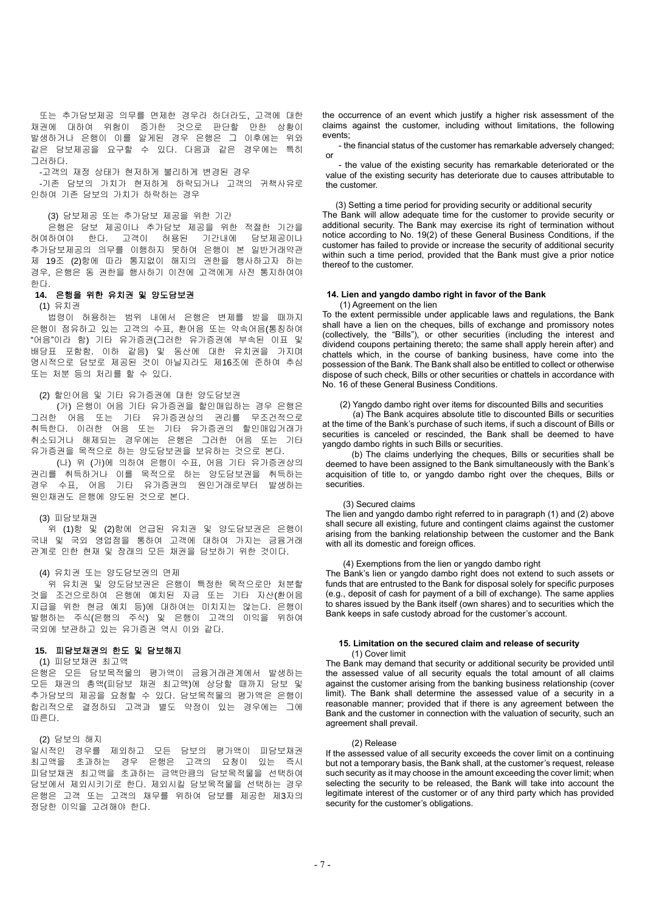또는 추가담보제공 의무를 면제한 경우라 하더라도, 고객에 대한 채권에 대하여 위험이 증가한 것으로 판단할 만한 상황이 발생하거나 은행이 이를 알게된 경우 은행은 그 이후에는 위와 같은 담보제공을 요구할 수 있다. 다음과 같은 경우에는 특히 그러하다.

-고객의 재정 상태가 현저하게 불리하게 변경된 경우

-기존 담보의 가치가 현저하게 하락되거나 고객의 귀책사유로 인하여 기존 담보의 가치가 하락하는 경우

(3) 담보제공 또는 추가담보 제공을 위한 기간

은행은 담보 제공이나 추가담보 제공을 위한 적절한 기간을 허여하여야 한다. 고객이 허용된 기간내에 담보제공이나 추가담보제공의 의무를 이행하지 못하여 은행이 본 일반거래약관 제 19조 (2)항에 따라 통지없이 해지의 권한을 행사하고자 하는 경우, 은행은 동 권한을 행사하기 이전에 고객에게 사전 통지하여야 한다.

### 14. 은행을 위한 유치권 및 양도담보권

(1) 유치권

법령이 허용하는 범위 내에서 은행은 변제를 받을 때까지 은행이 점유하고 있는 고객의 수표, 환어음 또는 약속어음(통칭하여 "어음"이라 함) 기타 유가증권(그러한 유가증권에 부속된 이표 및 배당표 포함함. 이하 같음) 및 동산에 대한 유치권을 가지며 명시적으로 담보로 제공된 것이 아닐지라도 제16조에 준하여 추심 또는 처분 등의 처리를 할 수 있다.

(2) 할인어음 및 기타 유가증권에 대한 양도담보권

(가) 은행이 어음 기타 유가증권을 할인매입하는 경우 은행은 그러한 어음 또는 기타 유가증권상의 권리를 무조건적으로 취득한다. 이러한 어음 또는 기타 유가증권의 할인매입거래가 취소되거나 해제되는 경우에는 은행은 그러한 어음 또는 기타 유가증권을 목적으로 하는 양도담보권을 보유하는 것으로 본다.

(나) 위 (가)에 의하여 은행이 수표, 어음 기타 유가증권상의 권리를 취득하거나 이를 목적으로 하는 양도담보권을 취득하는 경우 수표, 어음 기타 유가증권의 원인거래로부터 발생하는 원인채권도 은행에 양도된 것으로 본다.

(3) 피담보채권

위 (1)항 및 (2)항에 언급된 유치권 및 양도담보권은 은행이 국내 및 국외 영업점을 통하여 고객에 대하여 가지는 금융거래 관계로 인한 현재 및 장래의 모든 채권을 담보하기 위한 것이다.

(4) 유치권 또는 양도담보권의 면제

위 유치권 및 양도담보권은 은행이 특정한 목적으로만 처분할 것을 조건으로하여 은행에 예치된 자금 또는 기타 자산(환어음 지급을 위한 현금 예치 등)에 대하여는 미치지는 않는다. 은행이 발행하는 주식(은행의 주식) 및 은행이 고객의 이익을 위하여 국외에 보관하고 있는 유가증권 역시 이와 같다.

### 15. 피담보채권의 한도 및 담보해지

(1) 피담보채권 최고액

은행은 모든 담보목적물의 평가액이 금융거래관계에서 발생하는 모든 채권의 총액(피담보 채권 최고액)에 상당할 때까지 담보 및 추가담보의 제공을 요청할 수 있다. 담보목적물의 평가액은 은행이 합리적으로 결정하되 고객과 별도 약정이 있는 경우에는 그에 따른다.

(2) 담보의 해지

일시적인 경우를 제외하고 모든 담보의 평가액이 피담보채권 최고액을 초과하는 경우 은행은 고객의 요청이 있는 즉시 피담보채권 최고액을 초과하는 금액만큼의 담보목적물을 선택하여 담보에서 제외시키기로 한다. 제외시킬 담보목적물을 선택하는 경우 은행은 고객 또는 고객의 채무를 위하여 담보를 제공한 제3자의 정당한 이익을 고려해야 한다.

the occurrence of an event which justify a higher risk assessment of the claims against the customer, including without limitations, the following events;

- the financial status of the customer has remarkable adversely changed; or

- the value of the existing security has remarkable deteriorated or the value of the existing security has deteriorate due to causes attributable to the customer.

(3) Setting a time period for providing security or additional security

The Bank will allow adequate time for the customer to provide security or additional security. The Bank may exercise its right of termination without notice according to No. 19(2) of these General Business Conditions, if the customer has failed to provide or increase the security of additional security within such a time period, provided that the Bank must give a prior notice thereof to the customer.

### 14. Lien and yangdo dambo right in favor of the Bank

(1) Agreement on the lien

To the extent permissible under applicable laws and regulations, the Bank shall have a lien on the cheques, bills of exchange and promissory notes (collectively, the "Bills"), or other securities (including the interest and dividend coupons pertaining thereto; the same shall apply herein after) and chattels which, in the course of banking business, have come into the possession of the Bank. The Bank shall also be entitled to collect or otherwise dispose of such check, Bills or other securities or chattels in accordance with No. 16 of these General Business Conditions.

(2) Yangdo dambo right over items for discounted Bills and securities

(a) The Bank acquires absolute title to discounted Bills or securities at the time of the Bank's purchase of such items, if such a discount of Bills or securities is canceled or rescinded, the Bank shall be deemed to have yangdo dambo rights in such Bills or securities.

(b) The claims underlying the cheques, Bills or securities shall be deemed to have been assigned to the Bank simultaneously with the Bank's acquisition of title to, or yangdo dambo right over the cheques, Bills or securities.

(3) Secured claims

The lien and yangdo dambo right referred to in paragraph (1) and (2) above shall secure all existing, future and contingent claims against the customer arising from the banking relationship between the customer and the Bank with all its domestic and foreign offices.

(4) Exemptions from the lien or yangdo dambo right

The Bank's lien or yangdo dambo right does not extend to such assets or funds that are entrusted to the Bank for disposal solely for specific purposes (e.g., deposit of cash for payment of a bill of exchange). The same applies to shares issued by the Bank itself (own shares) and to securities which the Bank keeps in safe custody abroad for the customer's account.

### 15. Limitation on the secured claim and release of security

(1) Cover limit

The Bank may demand that security or additional security be provided until the assessed value of all security equals the total amount of all claims against the customer arising from the banking business relationship (cover limit). The Bank shall determine the assessed value of a security in a reasonable manner; provided that if there is any agreement between the Bank and the customer in connection with the valuation of security, such an agreement shall prevail.

(2) Release

If the assessed value of all security exceeds the cover limit on a continuing but not a temporary basis, the Bank shall, at the customer's request, release such security as it may choose in the amount exceeding the cover limit; when selecting the security to be released, the Bank will take into account the legitimate interest of the customer or of any third party which has provided security for the customer's obligations.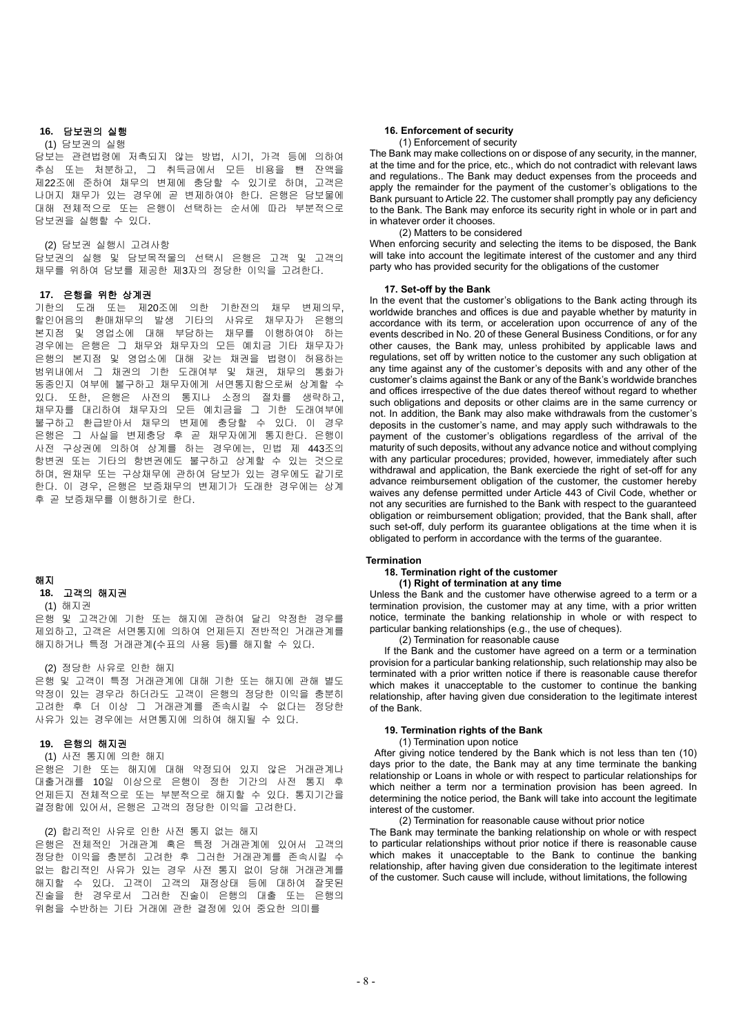### 16. 담보권의 실행

(1) 담보권의 실행

담보는 관련법령에 저촉되지 않는 방법, 시기, 가격 등에 의하여 추심 또는 처분하고, 그 취득금에서 모든 비용을 뺀 잔액을 제22조에 준하여 채무의 변제에 충당할 수 있기로 하며, 고객은 나머지 채무가 있는 경우에 곧 변제하여야 한다. 은행은 담보물에 대해 전체적으로 또는 은행이 선택하는 순서에 따라 부분적으로 담보권을 실행할 수 있다.

(2) 담보권 실행시 고려사항

담보권의 실행 및 담보목적물의 선택시 은행은 고객 및 고객의 채무를 위하여 담보를 제공한 제3자의 정당한 이익을 고려한다.

### 17. 은행을 위한 상계권

기한의 도래 또는 제20조에 의한 기한전의 채무 변제의무, 할인어음의 환매채무의 발생 기타의 사유로 채무자가 은행의 본지점 및 영업소에 대해 부담하는 채무를 이행하여야 하는 경우에는 은행은 그 채무와 채무자의 모든 예치금 기타 채무자가 은행의 본지점 및 영업소에 대해 갖는 채권을 법령이 허용하는 범위내에서 그 채권의 기한 도래여부 및 채권, 채무의 통화가 동종인지 여부에 불구하고 채무자에게 서면통지함으로써 상계할 수 있다. 또한, 은행은 사전의 통지나 소정의 절차를 생략하고, 채무자를 대리하여 채무자의 모든 예치금을 그 기한 도래여부에 불구하고 환급받아서 채무의 변제에 충당할 수 있다. 이 경우 은행은 그 사실을 변제충당 후 곧 채무자에게 통지한다. 은행이 사전 구상권에 의하여 상계를 하는 경우에는, 민법 제 443조의 항변권 또는 기타의 항변권에도 불구하고 상계할 수 있는 것으로 하며, 원채무 또는 구상채무에 관하여 담보가 있는 경우에도 같기로 한다. 이 경우, 은행은 보증채무의 변제기가 도래한 경우에는 상계 후 곧 보증채무를 이행하기로 한다.

## 해지

### 18. 고객의 해지권

(1) 해지권

은행 및 고객간에 기한 또는 해지에 관하여 달리 약정한 경우를 제외하고, 고객은 서면통지에 의하여 언제든지 전반적인 거래관계를 해지하거나 특정 거래관계(수표의 사용 등)를 해지할 수 있다.

(2) 정당한 사유로 인한 해지

은행 및 고객이 특정 거래관계에 대해 기한 또는 해지에 관해 별도 약정이 있는 경우라 하더라도 고객이 은행의 정당한 이익을 충분히 고려한 후 더 이상 그 거래관계를 존속시킬 수 없다는 정당한 사유가 있는 경우에는 서면통지에 의하여 해지될 수 있다.

### 19. 은행의 해지권

(1) 사전 통지에 의한 해지

은행은 기한 또는 해지에 대해 약정되어 있지 않은 거래관계나 대출거래를 10일 이상으로 은행이 정한 기간의 사전 통지 후 언제든지 전체적으로 또는 부분적으로 해지할 수 있다. 통지기간을 결정함에 있어서, 은행은 고객의 정당한 이익을 고려한다.

(2) 합리적인 사유로 인한 사전 통지 없는 해지

은행은 전체적인 거래관계 혹은 특정 거래관계에 있어서 고객의 정당한 이익을 충분히 고려한 후 그러한 거래관계를 존속시킬 수 없는 합리적인 사유가 있는 경우 사전 통지 없이 당해 거래관계를 해지할 수 있다. 고객이 고객의 재정상태 등에 대하여 잘못된 진술을 한 경우로서 그러한 진술이 은행의 대출 또는 은행의 위험을 수반하는 기타 거래에 관한 결정에 있어 중요한 의미를

### 16. Enforcement of security

(1) Enforcement of security

The Bank may make collections on or dispose of any security, in the manner, at the time and for the price, etc., which do not contradict with relevant laws and regulations.. The Bank may deduct expenses from the proceeds and apply the remainder for the payment of the customer's obligations to the Bank pursuant to Article 22. The customer shall promptly pay any deficiency to the Bank. The Bank may enforce its security right in whole or in part and in whatever order it chooses.

(2) Matters to be considered

When enforcing security and selecting the items to be disposed, the Bank will take into account the legitimate interest of the customer and any third party who has provided security for the obligations of the customer

### 17. Set-off by the Bank

In the event that the customer's obligations to the Bank acting through its worldwide branches and offices is due and payable whether by maturity in accordance with its term, or acceleration upon occurrence of any of the events described in No. 20 of these General Business Conditions, or for any other causes, the Bank may, unless prohibited by applicable laws and regulations, set off by written notice to the customer any such obligation at any time against any of the customer's deposits with and any other of the customer's claims against the Bank or any of the Bank's worldwide branches and offices irrespective of the due dates thereof without regard to whether such obligations and deposits or other claims are in the same currency or not. In addition, the Bank may also make withdrawals from the customer's deposits in the customer's name, and may apply such withdrawals to the payment of the customer's obligations regardless of the arrival of the maturity of such deposits, without any advance notice and without complying with any particular procedures; provided, however, immediately after such withdrawal and application, the Bank exerciede the right of set-off for any advance reimbursement obligation of the customer, the customer hereby waives any defense permitted under Article 443 of Civil Code, whether or not any securities are furnished to the Bank with respect to the guaranteed obligation or reimbursement obligation; provided, that the Bank shall, after such set-off, duly perform its guarantee obligations at the time when it is obligated to perform in accordance with the terms of the guarantee.

## Termination

### 18. Termination right of the customer

**(1) Right of termination at any time**

Unless the Bank and the customer have otherwise agreed to a term or a termination provision, the customer may at any time, with a prior written notice, terminate the banking relationship in whole or with respect to particular banking relationships (e.g., the use of cheques).

(2) Termination for reasonable cause

If the Bank and the customer have agreed on a term or a termination provision for a particular banking relationship, such relationship may also be terminated with a prior written notice if there is reasonable cause therefor which makes it unacceptable to the customer to continue the banking relationship, after having given due consideration to the legitimate interest of the Bank.

### 19. Termination rights of the Bank

(1) Termination upon notice

After giving notice tendered by the Bank which is not less than ten (10) days prior to the date, the Bank may at any time terminate the banking relationship or Loans in whole or with respect to particular relationships for which neither a term nor a termination provision has been agreed. In determining the notice period, the Bank will take into account the legitimate interest of the customer.

(2) Termination for reasonable cause without prior notice

The Bank may terminate the banking relationship on whole or with respect to particular relationships without prior notice if there is reasonable cause which makes it unacceptable to the Bank to continue the banking relationship, after having given due consideration to the legitimate interest of the customer. Such cause will include, without limitations, the following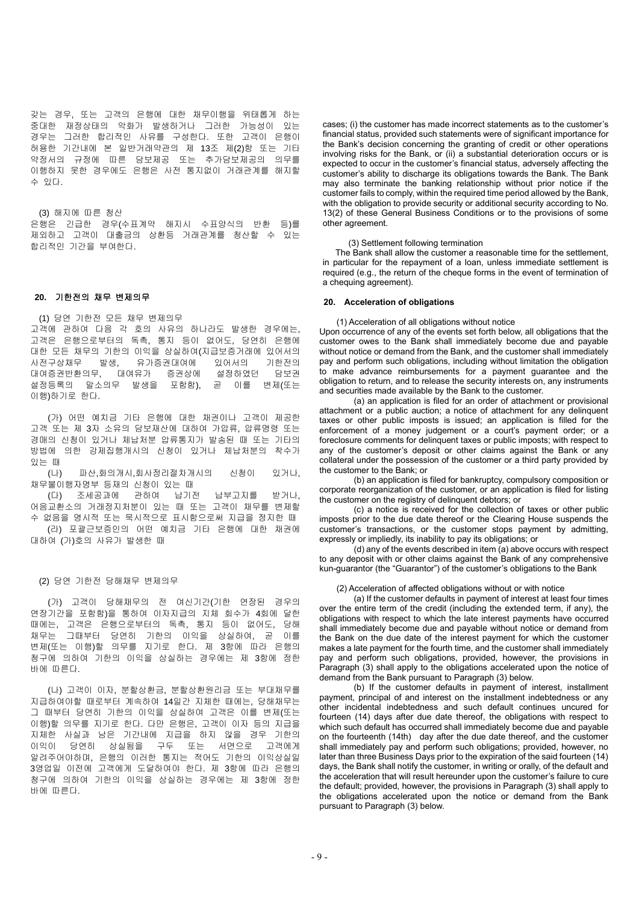갖는 경우, 또는 고객의 은행에 대한 채무이행을 위태롭게 하는 중대한 재정상태의 악화가 발생하거나 그러한 가능성이 있는 경우는 그러한 합리적인 사유를 구성한다. 또한 고객이 은행이 허용한 기간내에 본 일반거래약관의 제 13조 제(2)항 또는 기타 약정서의 규정에 따른 담보제공 또는 추가담보제공의 의무를 이행하지 못한 경우에도 은행은 사전 통지없이 거래관계를 해지할 수 있다.

(3) 해지에 따른 청산

은행은 긴급한 경우(수표계약 해지시 수표양식의 반환 등)를 제외하고 고객이 대출금의 상환등 거래관계를 청산할 수 있는 합리적인 기간을 부여한다.

## 20. 기한전의 채무 변제의무

(1) 당연 기한전 모든 채무 변제의무

고객에 관하여 다음 각 호의 사유의 하나라도 발생한 경우에는, 고객은 은행으로부터의 독촉, 통지 등이 없어도, 당연히 은행에 대한 모든 채무의 기한의 이익을 상실하여(지급보증거래에 있어서의 사전구상채무 발생, 유가증권대여에 있어서의 기한전의 대여증권반환의무, 대여유가 증권상에 설정하였던 담보권 설정등록의 말소의무 발생을 포함함), 곧 이를 변제(또는 이행)하기로 한다.

(가) 어떤 예치금 기타 은행에 대한 채권이나 고객이 제공한 고객 또는 제 3자 소유의 담보재산에 대하여 가압류, 압류명령 또는 경매의 신청이 있거나 체납처분 압류통지가 발송된 때 또는 기타의 방법에 의한 강제집행개시의 신청이 있거나 체납처분의 착수가 있는 때

(나) 파산,화의개시,회사정리절차개시의 신청이 있거나, 채무불이행자명부 등재의 신청이 있는 때

(다) 조세공과에 관하여 납기전 납부고지를 받거나, 어음교환소의 거래정지처분이 있는 때 또는 고객이 채무를 변제할 수 없음을 명시적 또는 묵시적으로 표시함으로써 지급을 정지한 때

(라) 포괄근보증인의 어떤 예치금 기타 은행에 대한 채권에 대하여 (가)호의 사유가 발생한 때

(2) 당연 기한전 당해채무 변제의무

(가) 고객이 당해채무의 전 여신기간(기한 연장된 경우의 연장기간을 포함함)을 통하여 이자지급의 지체 회수가 4회에 달한 때에는, 고객은 은행으로부터의 독촉, 통지 등이 없어도, 당해 채무는 그때부터 당연히 기한의 이익을 상실하여, 곧 이를 변제(또는 이행)할 의무를 지기로 한다. 제 3항에 따라 은행의 청구에 의하여 기한의 이익을 상실하는 경우에는 제 3항에 정한 바에 따른다.

(나) 고객이 이자, 분할상환금, 분할상환원리금 또는 부대채무를 지급하여야할 때로부터 계속하여 14일간 지체한 때에는, 당해채무는 그 때부터 당연히 기한의 이익을 상실하여 고객은 이를 변제(또는 이행)할 의무를 지기로 한다. 다만 은행은, 고객이 이자 등의 지급을 지체한 사실과 남은 기간내에 지급을 하지 않을 경우 기한의 이익이 당연히 상실됨을 구두 또는 서면으로 고객에게 알려주어야하며, 은행의 이러한 통지는 적어도 기한의 이익상실일 3영업일 이전에 고객에게 도달하여야 한다. 제 3항에 따라 은행의 청구에 의하여 기한의 이익을 상실하는 경우에는 제 3항에 정한 바에 따른다.

cases; (i) the customer has made incorrect statements as to the customer's financial status, provided such statements were of significant importance for the Bank's decision concerning the granting of credit or other operations involving risks for the Bank, or (ii) a substantial deterioration occurs or is expected to occur in the customer's financial status, adversely affecting the customer's ability to discharge its obligations towards the Bank. The Bank may also terminate the banking relationship without prior notice if the customer fails to comply, within the required time period allowed by the Bank, with the obligation to provide security or additional security according to No. 13(2) of these General Business Conditions or to the provisions of some other agreement.

(3) Settlement following termination

The Bank shall allow the customer a reasonable time for the settlement, in particular for the repayment of a loan, unless immediate settlement is required (e.g., the return of the cheque forms in the event of termination of a chequing agreement).

## 20. Acceleration of obligations

(1) Acceleration of all obligations without notice

Upon occurrence of any of the events set forth below, all obligations that the customer owes to the Bank shall immediately become due and payable without notice or demand from the Bank, and the customer shall immediately pay and perform such obligations, including without limitation the obligation to make advance reimbursements for a payment guarantee and the obligation to return, and to release the security interests on, any instruments and securities made available by the Bank to the customer.

(a) an application is filed for an order of attachment or provisional attachment or a public auction; a notice of attachment for any delinquent taxes or other public imposts is issued; an application is filled for the enforcement of a money judgement or a court's payment order; or a foreclosure comments for delinquent taxes or public imposts; with respect to any of the customer's deposit or other claims against the Bank or any collateral under the possession of the customer or a third party provided by the customer to the Bank; or

(b) an application is filed for bankruptcy, compulsory composition or corporate reorganization of the customer, or an application is filed for listing the customer on the registry of delinquent debtors; or

(c) a notice is received for the collection of taxes or other public imposts prior to the due date thereof or the Clearing House suspends the customer's transactions, or the customer stops payment by admitting, expressly or impliedly, its inability to pay its obligations; or

(d) any of the events described in item (a) above occurs with respect to any deposit with or other claims against the Bank of any comprehensive kun-guarantor (the "Guarantor") of the customer's obligations to the Bank

(2) Acceleration of affected obligations without or with notice

(a) If the customer defaults in payment of interest at least four times over the entire term of the credit (including the extended term, if any), the obligations with respect to which the late interest payments have occurred shall immediately become due and payable without notice or demand from the Bank on the due date of the interest payment for which the customer makes a late payment for the fourth time, and the customer shall immediately pay and perform such obligations, provided, however, the provisions in Paragraph (3) shall apply to the obligations accelerated upon the notice of demand from the Bank pursuant to Paragraph (3) below.

(b) If the customer defaults in payment of interest, installment payment, principal of and interest on the installment indebtedness or any other incidental indebtedness and such default continues uncured for fourteen (14) days after due date thereof, the obligations with respect to which such default has occurred shall immediately become due and payable on the fourteenth (14th) day after the due date thereof, and the customer shall immediately pay and perform such obligations; provided, however, no later than three Business Days prior to the expiration of the said fourteen (14) days, the Bank shall notify the customer, in writing or orally, of the default and the acceleration that will result hereunder upon the customer's failure to cure the default; provided, however, the provisions in Paragraph (3) shall apply to the obligations accelerated upon the notice or demand from the Bank pursuant to Paragraph (3) below.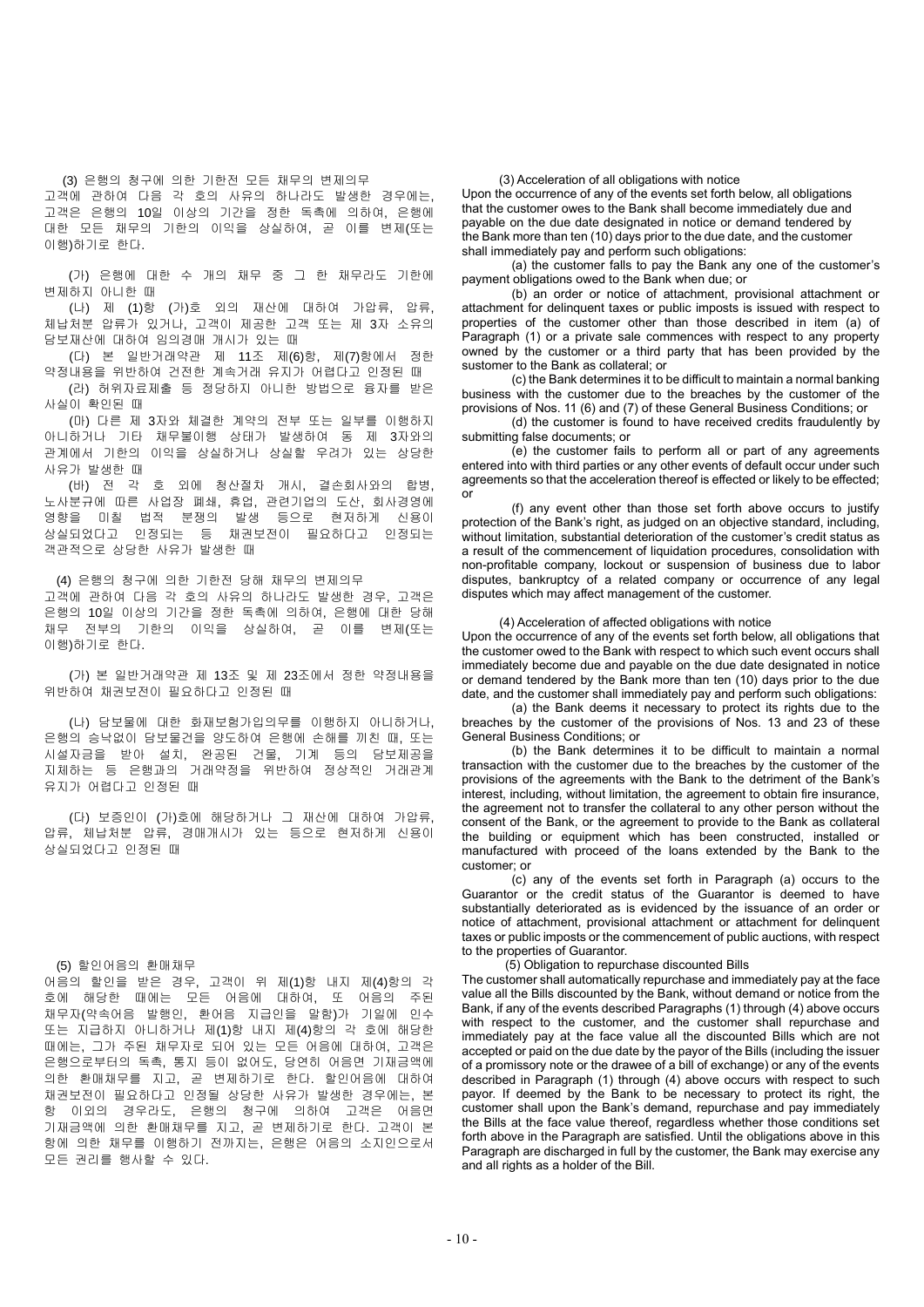(3) 은행의 청구에 의한 기한전 모든 채무의 변제의무

고객에 관하여 다음 각 호의 사유의 하나라도 발생한 경우에는, 고객은 은행의 10일 이상의 기간을 정한 독촉에 의하여, 은행에 대한 모든 채무의 기한의 이익을 상실하여, 곧 이를 변제(또는 이행)하기로 한다.

(가) 은행에 대한 수 개의 채무 중 그 한 채무라도 기한에 변제하지 아니한 때

(나) 제 (1)항 (가)호 외의 재산에 대하여 가압류, 압류, 체납처분 압류가 있거나, 고객이 제공한 고객 또는 제 3자 소유의 담보재산에 대하여 임의경매 개시가 있는 때

(다) 본 일반거래약관 제 11조 제(6)항, 제(7)항에서 정한 약정내용을 위반하여 건전한 계속거래 유지가 어렵다고 인정된 때

(라) 허위자료제출 등 정당하지 아니한 방법으로 융자를 받은 사실이 확인된 때

(마) 다른 제 3자와 체결한 계약의 전부 또는 일부를 이행하지 아니하거나 기타 채무불이행 상태가 발생하여 동 제 3자와의 관계에서 기한의 이익을 상실하거나 상실할 우려가 있는 상당한 사유가 발생한 때

(바) 전 각 호 외에 청산절차 개시, 결손회사와의 합병, 노사분규에 따른 사업장 폐쇄, 휴업, 관련기업의 도산, 회사경영에 영향을 미칠 법적 분쟁의 발생 등으로 현저하게 신용이 상실되었다고 인정되는 등 채권보전이 필요하다고 인정되는 객관적으로 상당한 사유가 발생한 때

(4) 은행의 청구에 의한 기한전 당해 채무의 변제의무

고객에 관하여 다음 각 호의 사유의 하나라도 발생한 경우, 고객은 은행의 10일 이상의 기간을 정한 독촉에 의하여, 은행에 대한 당해 채무 전부의 기한의 이익을 상실하여, 곧 이를 변제(또는 이행)하기로 한다.

(가) 본 일반거래약관 제 13조 및 제 23조에서 정한 약정내용을 위반하여 채권보전이 필요하다고 인정된 때

(나) 담보물에 대한 화재보험가입의무를 이행하지 아니하거나, 은행의 승낙없이 담보물건을 양도하여 은행에 손해를 끼친 때, 또는 시설자금을 받아 설치, 완공된 건물, 기계 등의 담보제공을 지체하는 등 은행과의 거래약정을 위반하여 정상적인 거래관계 유지가 어렵다고 인정된 때

(다) 보증인이 (가)호에 해당하거나 그 재산에 대하여 가압류, 압류, 체납처분 압류, 경매개시가 있는 등으로 현저하게 신용이 상실되었다고 인정된 때

(5) 할인어음의 환매채무

어음의 할인을 받은 경우, 고객이 위 제(1)항 내지 제(4)항의 각 호에 해당한 때에는 모든 어음에 대하여, 또 어음의 주된 채무자(약속어음 발행인, 환어음 지급인을 말함)가 기일에 인수 또는 지급하지 아니하거나 제(1)항 내지 제(4)항의 각 호에 해당한 때에는, 그가 주된 채무자로 되어 있는 모든 어음에 대하여, 고객은 은행으로부터의 독촉, 통지 등이 없어도, 당연히 어음면 기재금액에 의한 환매채무를 지고, 곧 변제하기로 한다. 할인어음에 대하여 채권보전이 필요하다고 인정될 상당한 사유가 발생한 경우에는, 본 항 이외의 경우라도, 은행의 청구에 의하여 고객은 어음면 기재금액에 의한 환매채무를 지고, 곧 변제하기로 한다. 고객이 본 항에 의한 채무를 이행하기 전까지는, 은행은 어음의 소지인으로서 모든 권리를 행사할 수 있다.

(3) Acceleration of all obligations with notice

Upon the occurrence of any of the events set forth below, all obligations that the customer owes to the Bank shall become immediately due and payable on the due date designated in notice or demand tendered by the Bank more than ten (10) days prior to the due date, and the customer shall immediately pay and perform such obligations:

(a) the customer fails to pay the Bank any one of the customer's payment obligations owed to the Bank when due; or

(b) an order or notice of attachment, provisional attachment or attachment for delinquent taxes or public imposts is issued with respect to properties of the customer other than those described in item (a) of Paragraph (1) or a private sale commences with respect to any property owned by the customer or a third party that has been provided by the customer to the Bank as collateral; or

(c) the Bank determines it to be difficult to maintain a normal banking business with the customer due to the breaches by the customer of the provisions of Nos. 11 (6) and (7) of these General Business Conditions; or

(d) the customer is found to have received credits fraudulently by submitting false documents; or

(e) the customer fails to perform all or part of any agreements entered into with third parties or any other events of default occur under such agreements so that the acceleration thereof is effected or likely to be effected; or

(f) any event other than those set forth above occurs to justify protection of the Bank's right, as judged on an objective standard, including, without limitation, substantial deterioration of the customer's credit status as a result of the commencement of liquidation procedures, consolidation with non-profitable company, lockout or suspension of business due to labor disputes, bankruptcy of a related company or occurrence of any legal disputes which may affect management of the customer.

(4) Acceleration of affected obligations with notice

Upon the occurrence of any of the events set forth below, all obligations that the customer owed to the Bank with respect to which such event occurs shall immediately become due and payable on the due date designated in notice or demand tendered by the Bank more than ten (10) days prior to the due date, and the customer shall immediately pay and perform such obligations:

(a) the Bank deems it necessary to protect its rights due to the breaches by the customer of the provisions of Nos. 13 and 23 of these General Business Conditions; or

(b) the Bank determines it to be difficult to maintain a normal transaction with the customer due to the breaches by the customer of the provisions of the agreements with the Bank to the detriment of the Bank's interest, including, without limitation, the agreement to obtain fire insurance, the agreement not to transfer the collateral to any other person without the consent of the Bank, or the agreement to provide to the Bank as collateral the building or equipment which has been constructed, installed or manufactured with proceed of the loans extended by the Bank to the customer; or

(c) any of the events set forth in Paragraph (a) occurs to the Guarantor or the credit status of the Guarantor is deemed to have substantially deteriorated as is evidenced by the issuance of an order or notice of attachment, provisional attachment or attachment for delinquent taxes or public imposts or the commencement of public auctions, with respect to the properties of Guarantor.

(5) Obligation to repurchase discounted Bills

The customer shall automatically repurchase and immediately pay at the face value all the Bills discounted by the Bank, without demand or notice from the Bank, if any of the events described Paragraphs (1) through (4) above occurs with respect to the customer, and the customer shall repurchase and immediately pay at the face value all the discounted Bills which are not accepted or paid on the due date by the payor of the Bills (including the issuer of a promissory note or the drawee of a bill of exchange) or any of the events described in Paragraph (1) through (4) above occurs with respect to such payor. If deemed by the Bank to be necessary to protect its right, the customer shall upon the Bank's demand, repurchase and pay immediately the Bills at the face value thereof, regardless whether those conditions set forth above in the Paragraph are satisfied. Until the obligations above in this Paragraph are discharged in full by the customer, the Bank may exercise any and all rights as a holder of the Bill.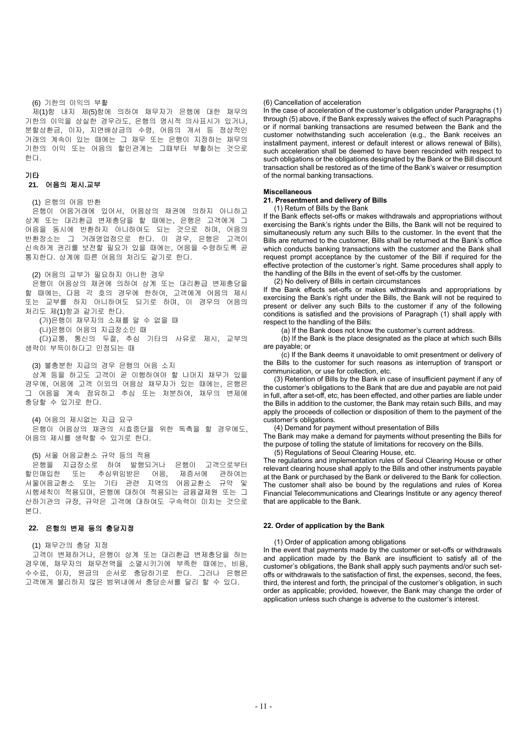(6) 기한의 이익의 부활

제(1)항 내지 제(5)항에 의하여 채무자가 은행에 대한 채무의 기한의 이익을 상실한 경우라도, 은행의 명시적 의사표시가 있거나, 분할상환금, 이자, 지연배상금의 수령, 어음의 개서 등 정상적인 거래의 계속이 있는 때에는 그 채무 또는 은행이 지정하는 채무의 기한의 이익 또는 어음의 할인관계는 그때부터 부활하는 것으로 한다.

**기타**

**21. 어음의 제시.교부**

(1) 은행의 어음 반환

은행이 어음거래에 있어서, 어음상의 채권에 의하지 아니하고 상계 또는 대리환급 변제충당을 할 때에는, 은행은 고객에게 그 어음을 동시에 반환하지 아니하여도 되는 것으로 하며, 어음의 반환장소는 그 거래영업점으로 한다. 이 경우, 은행은 고객이 신속하게 권리를 보전할 필요가 있을 때에는, 어음을 수령하도록 곧 통지한다. 상계에 따른 어음의 처리도 같기로 한다.

(2) 어음의 교부가 필요하지 아니한 경우

은행이 어음상의 채권에 의하여 상계 또는 대리환급 변제충당을 할 때에는, 다음 각 호의 경우에 한하여, 고객에게 어음의 제시 또는 교부를 하지 아니하여도 되기로 하며, 이 경우의 어음의 처리도 제(1)항과 같기로 한다.

(가)은행이 채무자의 소재를 알 수 없을 때

(나)은행이 어음의 지급장소인 때

(다)교통, 통신의 두절, 추심 기타의 사유로 제시, 교부의 생략이 부득이하다고 인정되는 때

(3) 불충분한 지급의 경우 은행의 어음 소지

상계 등을 하고도 고객이 곧 이행하여야 할 나머지 채무가 있을 경우에, 어음에 고객 이외의 어음상 채무자가 있는 때에는, 은행은 그 어음을 계속 점유하고 추심 또는 처분하여, 채무의 변제에 충당할 수 있기로 한다.

(4) 어음의 제시없는 지급 요구

은행이 어음상의 채권의 시효중단을 위한 독촉을 할 경우에도, 어음의 제시를 생략할 수 있기로 한다.

(5) 서울 어음교환소 규약 등의 적용

은행을 지급장소로 하여 발행되거나 은행이 고객으로부터 할인매입한 또는 추심위임받은 어음, 제증서에 관하여는 서울어음교환소 또는 기타 관련 지역의 어음교환소 규약 및 시행세칙이 적용되며, 은행에 대하여 적용되는 금융결제원 또는 그 산하기관의 규정, 규약은 고객에 대하여도 구속력이 미치는 것으로 본다.

**22. 은행의 변제 등의 충당지정**

(1) 채무간의 충당 지정

고객이 변제하거나, 은행이 상계 또는 대리환급 변제충당을 하는 경우에, 채무자의 채무전액을 소멸시키기에 부족한 때에는, 비용, 수수료, 이자, 원금의 순서로 충당하기로 한다. 그러나 은행은 고객에게 불리하지 않은 범위내에서 충당순서를 달리 할 수 있다.

(6) Cancellation of acceleration

In the case of acceleration of the customer's obligation under Paragraphs (1) through (5) above, if the Bank expressly waives the effect of such Paragraphs or if normal banking transactions are resumed between the Bank and the customer notwithstanding such acceleration (e.g., the Bank receives an installment payment, interest or default interest or allows renewal of Bills), such acceleration shall be deemed to have been rescinded with respect to such obligations or the obligations designated by the Bank or the Bill discount transaction shall be restored as of the time of the Bank's waiver or resumption of the normal banking transactions.

**Miscellaneous**

**21. Presentment and delivery of Bills**

(1) Return of Bills by the Bank

If the Bank effects set-offs or makes withdrawals and appropriations without exercising the Bank's rights under the Bills, the Bank will not be required to simultaneously return any such Bills to the customer. In the event that the Bills are returned to the customer, Bills shall be returned at the Bank's office which conducts banking transactions with the customer and the Bank shall request prompt acceptance by the customer of the Bill if required for the effective protection of the customer's right. Same procedures shall apply to the handling of the Bills in the event of set-offs by the customer.

(2) No delivery of Bills in certain circumstances

If the Bank effects set-offs or makes withdrawals and appropriations by exercising the Bank's right under the Bills, the Bank will not be required to present or deliver any such Bills to the customer if any of the following conditions is satisfied and the provisions of Paragraph (1) shall apply with respect to the handling of the Bills:

(a) If the Bank does not know the customer's current address.

(b) If the Bank is the place designated as the place at which such Bills are payable; or

(c) If the Bank deems it unavoidable to omit presentment or delivery of the Bills to the customer for such reasons as interruption of transport or communication, or use for collection, etc.

(3) Retention of Bills by the Bank in case of insufficient payment if any of the customer's obligations to the Bank that are due and payable are not paid in full, after a set-off, etc, has been effected, and other parties are liable under the Bills in addition to the customer, the Bank may retain such Bills, and may apply the proceeds of collection or disposition of them to the payment of the customer's obligations.

(4) Demand for payment without presentation of Bills

The Bank may make a demand for payments without presenting the Bills for the purpose of tolling the statute of limitations for recovery on the Bills.

(5) Regulations of Seoul Clearing House, etc.

The regulations and implementation rules of Seoul Clearing House or other relevant clearing house shall apply to the Bills and other instruments payable at the Bank or purchased by the Bank or delivered to the Bank for collection. The customer shall also be bound by the regulations and rules of Korea Financial Telecommunications and Clearings Institute or any agency thereof that are applicable to the Bank.

**22. Order of application by the Bank**

(1) Order of application among obligations

In the event that payments made by the customer or set-offs or withdrawals and application made by the Bank are insufficient to satisfy all of the customer's obligations, the Bank shall apply such payments and/or such set-offs or withdrawals to the satisfaction of first, the expenses, second, the fees, third, the interest and forth, the principal of the customer's obligation, in such order as applicable; provided, however, the Bank may change the order of application unless such change is adverse to the customer's interest.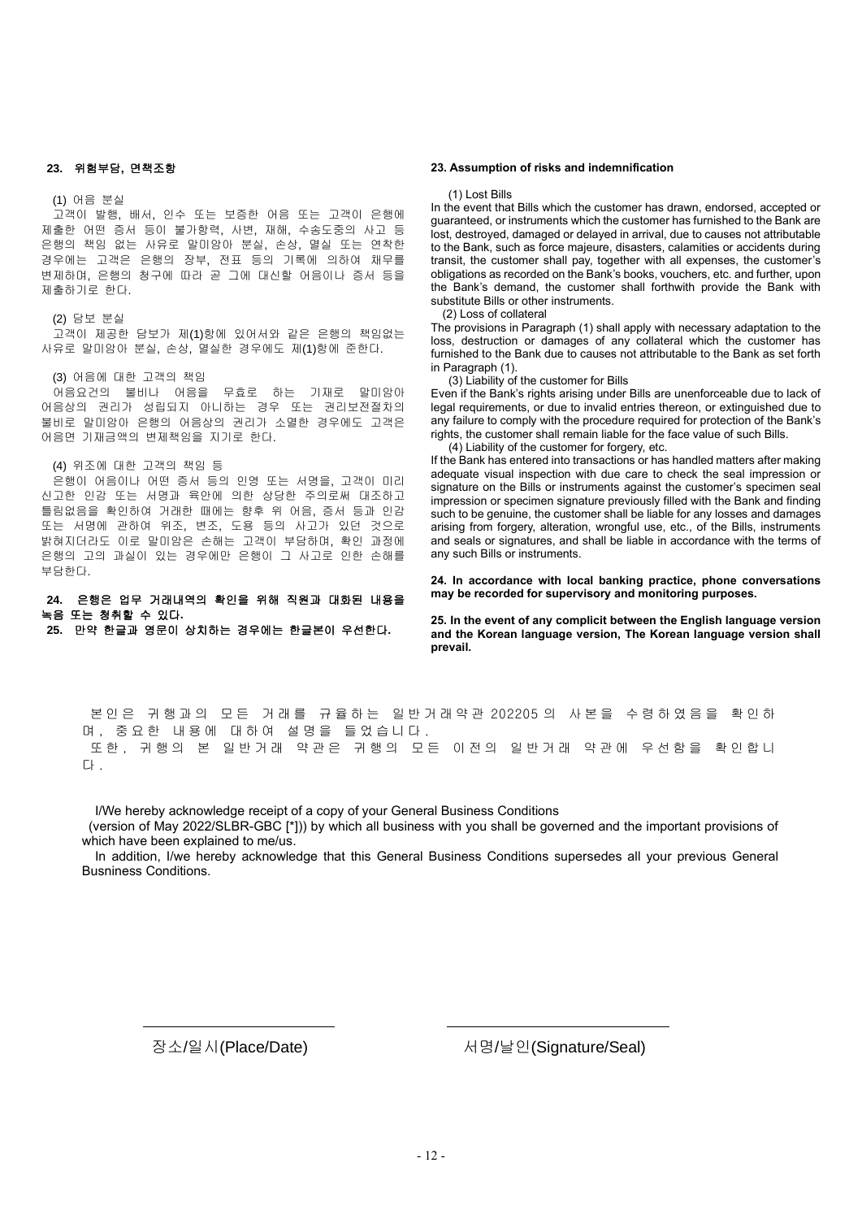## 23. 위험부담, 면책조항

(1) 어음 분실

고객이 발행, 배서, 인수 또는 보증한 어음 또는 고객이 은행에 제출한 어떤 증서 등이 불가항력, 사변, 재해, 수송도중의 사고 등 은행의 책임 없는 사유로 말미암아 분실, 손상, 멸실 또는 연착한 경우에는 고객은 은행의 장부, 전표 등의 기록에 의하여 채무를 변제하며, 은행의 청구에 따라 곧 그에 대신할 어음이나 증서 등을 제출하기로 한다.

(2) 담보 분실

고객이 제공한 담보가 제(1)항에 있어서와 같은 은행의 책임없는 사유로 말미암아 분실, 손상, 멸실한 경우에도 제(1)항에 준한다.

(3) 어음에 대한 고객의 책임

어음요건의 불비나 어음을 무효로 하는 기재로 말미암아 어음상의 권리가 성립되지 아니하는 경우 또는 권리보전절차의 불비로 말미암아 은행의 어음상의 권리가 소멸한 경우에도 고객은 어음면 기재금액의 변제책임을 지기로 한다.

(4) 위조에 대한 고객의 책임 등

은행이 어음이나 어떤 증서 등의 인영 또는 서명을, 고객이 미리 신고한 인감 또는 서명과 육안에 의한 상당한 주의로써 대조하고 틀림없음을 확인하여 거래한 때에는 향후 위 어음, 증서 등과 인감 또는 서명에 관하여 위조, 변조, 도용 등의 사고가 있던 것으로 밝혀지더라도 이로 말미암은 손해는 고객이 부담하며, 확인 과정에 은행의 고의 과실이 있는 경우에만 은행이 그 사고로 인한 손해를 부담한다.

**24. 은행은 업무 거래내역의 확인을 위해 직원과 대화된 내용을 녹음 또는 청취할 수 있다.**

**25. 만약 한글과 영문이 상치하는 경우에는 한글본이 우선한다.**

## 23. Assumption of risks and indemnification

(1) Lost Bills

In the event that Bills which the customer has drawn, endorsed, accepted or guaranteed, or instruments which the customer has furnished to the Bank are lost, destroyed, damaged or delayed in arrival, due to causes not attributable to the Bank, such as force majeure, disasters, calamities or accidents during transit, the customer shall pay, together with all expenses, the customer's obligations as recorded on the Bank's books, vouchers, etc. and further, upon the Bank's demand, the customer shall forthwith provide the Bank with substitute Bills or other instruments.

(2) Loss of collateral

The provisions in Paragraph (1) shall apply with necessary adaptation to the loss, destruction or damages of any collateral which the customer has furnished to the Bank due to causes not attributable to the Bank as set forth in Paragraph (1).

(3) Liability of the customer for Bills

Even if the Bank's rights arising under Bills are unenforceable due to lack of legal requirements, or due to invalid entries thereon, or extinguished due to any failure to comply with the procedure required for protection of the Bank's rights, the customer shall remain liable for the face value of such Bills.

(4) Liability of the customer for forgery, etc.

If the Bank has entered into transactions or has handled matters after making adequate visual inspection with due care to check the seal impression or signature on the Bills or instruments against the customer's specimen seal impression or specimen signature previously filled with the Bank and finding such to be genuine, the customer shall be liable for any losses and damages arising from forgery, alteration, wrongful use, etc., of the Bills, instruments and seals or signatures, and shall be liable in accordance with the terms of any such Bills or instruments.

**24. In accordance with local banking practice, phone conversations may be recorded for supervisory and monitoring purposes.**

**25. In the event of any complicit between the English language version and the Korean language version, The Korean language version shall prevail.**

본인은 귀행과의 모든 거래를 규율하는 일반거래약관 202205의 사본을 수령하였음을 확인하며, 중요한 내용에 대하여 설명을 들었습니다.

또한, 귀행의 본 일반거래 약관은 귀행의 모든 이전의 일반거래 약관에 우선함을 확인합니다.

I/We hereby acknowledge receipt of a copy of your General Business Conditions (version of May 2022/SLBR-GBC [*])) by which all business with you shall be governed and the important provisions of which have been explained to me/us.

In addition, I/we hereby acknowledge that this General Business Conditions supersedes all your previous General Busniness Conditions.

장소/일시(Place/Date)

서명/날인(Signature/Seal)